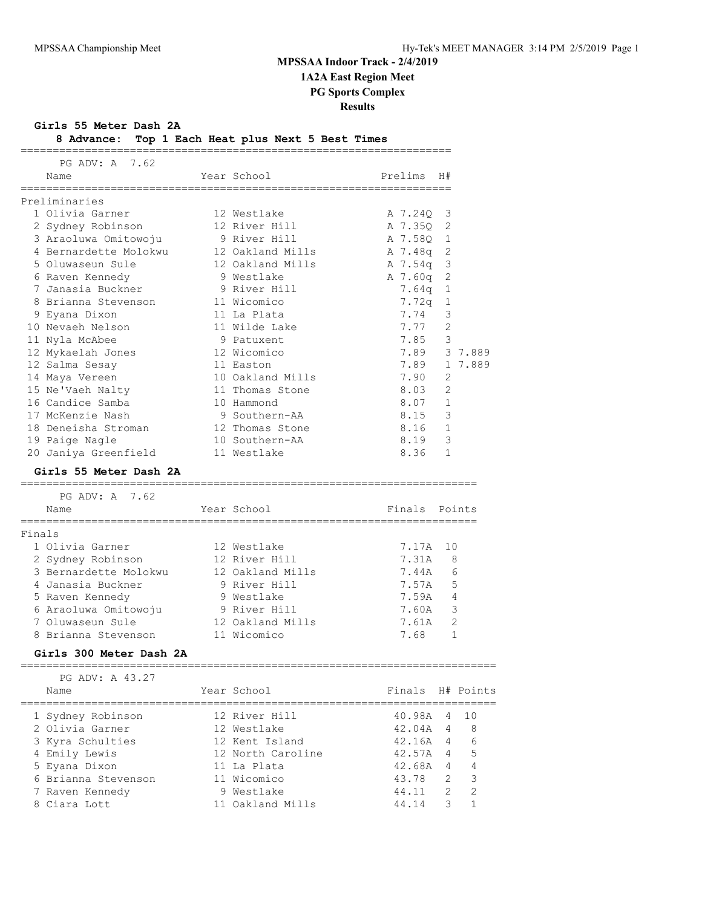# MPSSAA Indoor Track - 2/4/2019

## 1A2A East Region Meet

## PG Sports Complex

## Results

### Girls 55 Meter Dash 2A

**8 Advance: Top 1 Each Heat plus Next 5 Best Times**

PG ADV: A 7.62

Preliminaries

| | Name | Year | School | Prelims | H# | |
|---|---|---|---|---|---|---|
| 1 | Olivia Garner | 12 | Westlake | A 7.24Q | 3 | |
| 2 | Sydney Robinson | 12 | River Hill | A 7.35Q | 2 | |
| 3 | Araoluwa Omitowoju | 9 | River Hill | A 7.58Q | 1 | |
| 4 | Bernardette Molokwu | 12 | Oakland Mills | A 7.48q | 2 | |
| 5 | Oluwaseun Sule | 12 | Oakland Mills | A 7.54q | 3 | |
| 6 | Raven Kennedy | 9 | Westlake | A 7.60q | 2 | |
| 7 | Janasia Buckner | 9 | River Hill | 7.64q | 1 | |
| 8 | Brianna Stevenson | 11 | Wicomico | 7.72q | 1 | |
| 9 | Eyana Dixon | 11 | La Plata | 7.74 | 3 | |
| 10 | Nevaeh Nelson | 11 | Wilde Lake | 7.77 | 2 | |
| 11 | Nyla McAbee | 9 | Patuxent | 7.85 | 3 | |
| 12 | Mykaelah Jones | 12 | Wicomico | 7.89 | 3 | 7.889 |
| 12 | Salma Sesay | 11 | Easton | 7.89 | 1 | 7.889 |
| 14 | Maya Vereen | 10 | Oakland Mills | 7.90 | 2 | |
| 15 | Ne'Vaeh Nalty | 11 | Thomas Stone | 8.03 | 2 | |
| 16 | Candice Samba | 10 | Hammond | 8.07 | 1 | |
| 17 | McKenzie Nash | 9 | Southern-AA | 8.15 | 3 | |
| 18 | Deneisha Stroman | 12 | Thomas Stone | 8.16 | 1 | |
| 19 | Paige Nagle | 10 | Southern-AA | 8.19 | 3 | |
| 20 | Janiya Greenfield | 11 | Westlake | 8.36 | 1 | |

### Girls 55 Meter Dash 2A

PG ADV: A 7.62

Finals

| | Name | Year | School | Finals | Points |
|---|---|---|---|---|---|
| 1 | Olivia Garner | 12 | Westlake | 7.17A | 10 |
| 2 | Sydney Robinson | 12 | River Hill | 7.31A | 8 |
| 3 | Bernardette Molokwu | 12 | Oakland Mills | 7.44A | 6 |
| 4 | Janasia Buckner | 9 | River Hill | 7.57A | 5 |
| 5 | Raven Kennedy | 9 | Westlake | 7.59A | 4 |
| 6 | Araoluwa Omitowoju | 9 | River Hill | 7.60A | 3 |
| 7 | Oluwaseun Sule | 12 | Oakland Mills | 7.61A | 2 |
| 8 | Brianna Stevenson | 11 | Wicomico | 7.68 | 1 |

### Girls 300 Meter Dash 2A

PG ADV: A 43.27

| | Name | Year | School | Finals | H# | Points |
|---|---|---|---|---|---|---|
| 1 | Sydney Robinson | 12 | River Hill | 40.98A | 4 | 10 |
| 2 | Olivia Garner | 12 | Westlake | 42.04A | 4 | 8 |
| 3 | Kyra Schulties | 12 | Kent Island | 42.16A | 4 | 6 |
| 4 | Emily Lewis | 12 | North Caroline | 42.57A | 4 | 5 |
| 5 | Eyana Dixon | 11 | La Plata | 42.68A | 4 | 4 |
| 6 | Brianna Stevenson | 11 | Wicomico | 43.78 | 2 | 3 |
| 7 | Raven Kennedy | 9 | Westlake | 44.11 | 2 | 2 |
| 8 | Ciara Lott | 11 | Oakland Mills | 44.14 | 3 | 1 |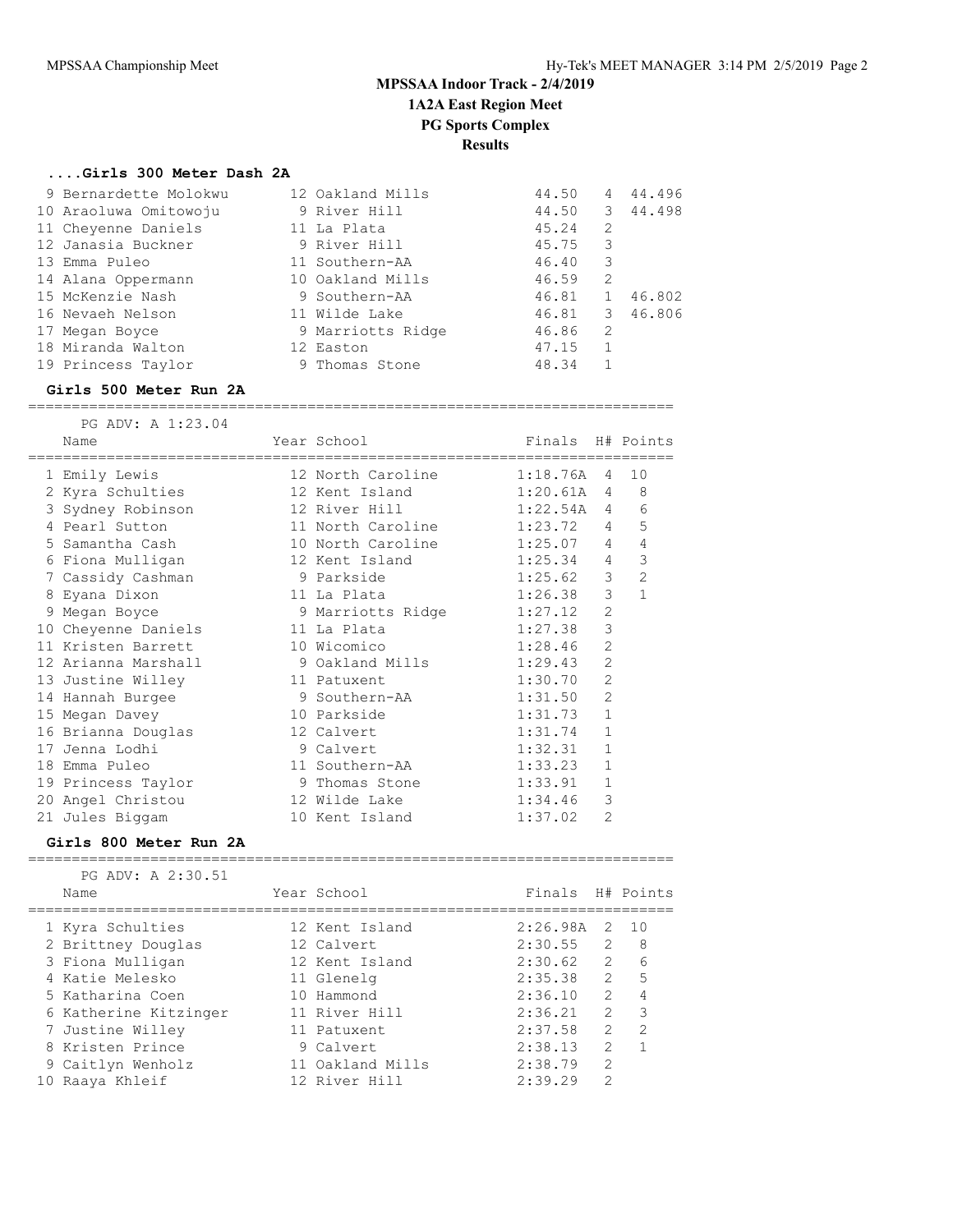# MPSSAA Indoor Track - 2/4/2019

## 1A2A East Region Meet

## PG Sports Complex

## Results

### ....Girls 300 Meter Dash 2A

| Place | Name | Year | School | Finals | H# | |
|---|---|---|---|---|---|---|
| 9 | Bernardette Molokwu | 12 | Oakland Mills | 44.50 | 4 | 44.496 |
| 10 | Araoluwa Omitowoju | 9 | River Hill | 44.50 | 3 | 44.498 |
| 11 | Cheyenne Daniels | 11 | La Plata | 45.24 | 2 | |
| 12 | Janasia Buckner | 9 | River Hill | 45.75 | 3 | |
| 13 | Emma Puleo | 11 | Southern-AA | 46.40 | 3 | |
| 14 | Alana Oppermann | 10 | Oakland Mills | 46.59 | 2 | |
| 15 | McKenzie Nash | 9 | Southern-AA | 46.81 | 1 | 46.802 |
| 16 | Nevaeh Nelson | 11 | Wilde Lake | 46.81 | 3 | 46.806 |
| 17 | Megan Boyce | 9 | Marriotts Ridge | 46.86 | 2 | |
| 18 | Miranda Walton | 12 | Easton | 47.15 | 1 | |
| 19 | Princess Taylor | 9 | Thomas Stone | 48.34 | 1 | |

### Girls 500 Meter Run 2A

PG ADV: A 1:23.04

| Place | Name | Year | School | Finals | H# | Points |
|---|---|---|---|---|---|---|
| 1 | Emily Lewis | 12 | North Caroline | 1:18.76A | 4 | 10 |
| 2 | Kyra Schulties | 12 | Kent Island | 1:20.61A | 4 | 8 |
| 3 | Sydney Robinson | 12 | River Hill | 1:22.54A | 4 | 6 |
| 4 | Pearl Sutton | 11 | North Caroline | 1:23.72 | 4 | 5 |
| 5 | Samantha Cash | 10 | North Caroline | 1:25.07 | 4 | 4 |
| 6 | Fiona Mulligan | 12 | Kent Island | 1:25.34 | 4 | 3 |
| 7 | Cassidy Cashman | 9 | Parkside | 1:25.62 | 3 | 2 |
| 8 | Eyana Dixon | 11 | La Plata | 1:26.38 | 3 | 1 |
| 9 | Megan Boyce | 9 | Marriotts Ridge | 1:27.12 | 2 | |
| 10 | Cheyenne Daniels | 11 | La Plata | 1:27.38 | 3 | |
| 11 | Kristen Barrett | 10 | Wicomico | 1:28.46 | 2 | |
| 12 | Arianna Marshall | 9 | Oakland Mills | 1:29.43 | 2 | |
| 13 | Justine Willey | 11 | Patuxent | 1:30.70 | 2 | |
| 14 | Hannah Burgee | 9 | Southern-AA | 1:31.50 | 2 | |
| 15 | Megan Davey | 10 | Parkside | 1:31.73 | 1 | |
| 16 | Brianna Douglas | 12 | Calvert | 1:31.74 | 1 | |
| 17 | Jenna Lodhi | 9 | Calvert | 1:32.31 | 1 | |
| 18 | Emma Puleo | 11 | Southern-AA | 1:33.23 | 1 | |
| 19 | Princess Taylor | 9 | Thomas Stone | 1:33.91 | 1 | |
| 20 | Angel Christou | 12 | Wilde Lake | 1:34.46 | 3 | |
| 21 | Jules Biggam | 10 | Kent Island | 1:37.02 | 2 | |

### Girls 800 Meter Run 2A

PG ADV: A 2:30.51

| Place | Name | Year | School | Finals | H# | Points |
|---|---|---|---|---|---|---|
| 1 | Kyra Schulties | 12 | Kent Island | 2:26.98A | 2 | 10 |
| 2 | Brittney Douglas | 12 | Calvert | 2:30.55 | 2 | 8 |
| 3 | Fiona Mulligan | 12 | Kent Island | 2:30.62 | 2 | 6 |
| 4 | Katie Melesko | 11 | Glenelg | 2:35.38 | 2 | 5 |
| 5 | Katharina Coen | 10 | Hammond | 2:36.10 | 2 | 4 |
| 6 | Katherine Kitzinger | 11 | River Hill | 2:36.21 | 2 | 3 |
| 7 | Justine Willey | 11 | Patuxent | 2:37.58 | 2 | 2 |
| 8 | Kristen Prince | 9 | Calvert | 2:38.13 | 2 | 1 |
| 9 | Caitlyn Wenholz | 11 | Oakland Mills | 2:38.79 | 2 | |
| 10 | Raaya Khleif | 12 | River Hill | 2:39.29 | 2 | |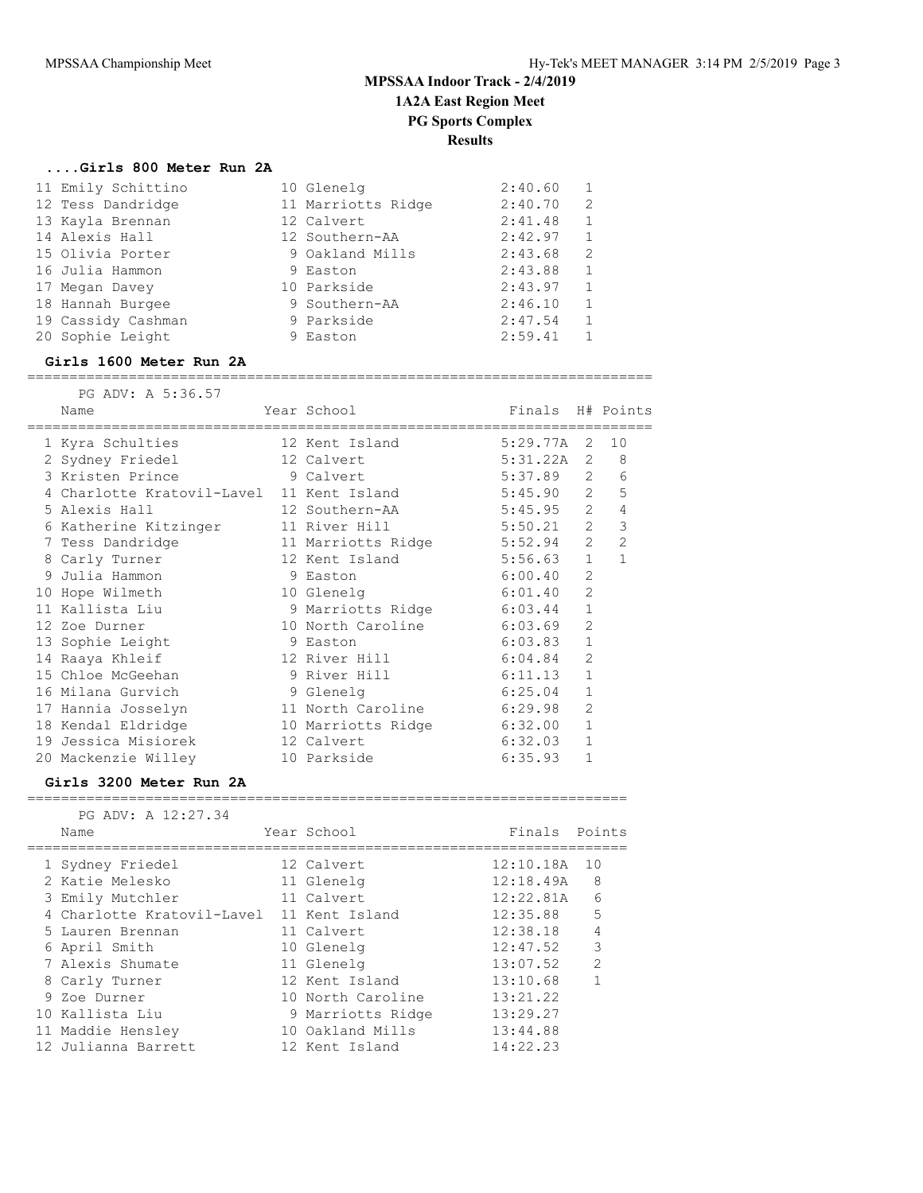## MPSSAA Indoor Track - 2/4/2019

### 1A2A East Region Meet

### PG Sports Complex

### Results

#### ....Girls 800 Meter Run 2A

| | Name | Year | School | Finals | H# |
|---|---|---|---|---|---|
| 11 | Emily Schittino | 10 | Glenelg | 2:40.60 | 1 |
| 12 | Tess Dandridge | 11 | Marriotts Ridge | 2:40.70 | 2 |
| 13 | Kayla Brennan | 12 | Calvert | 2:41.48 | 1 |
| 14 | Alexis Hall | 12 | Southern-AA | 2:42.97 | 1 |
| 15 | Olivia Porter | 9 | Oakland Mills | 2:43.68 | 2 |
| 16 | Julia Hammon | 9 | Easton | 2:43.88 | 1 |
| 17 | Megan Davey | 10 | Parkside | 2:43.97 | 1 |
| 18 | Hannah Burgee | 9 | Southern-AA | 2:46.10 | 1 |
| 19 | Cassidy Cashman | 9 | Parkside | 2:47.54 | 1 |
| 20 | Sophie Leight | 9 | Easton | 2:59.41 | 1 |

#### Girls 1600 Meter Run 2A

PG ADV: A 5:36.57

| | Name | Year | School | Finals | H# | Points |
|---|---|---|---|---|---|---|
| 1 | Kyra Schulties | 12 | Kent Island | 5:29.77A | 2 | 10 |
| 2 | Sydney Friedel | 12 | Calvert | 5:31.22A | 2 | 8 |
| 3 | Kristen Prince | 9 | Calvert | 5:37.89 | 2 | 6 |
| 4 | Charlotte Kratovil-Lavel | 11 | Kent Island | 5:45.90 | 2 | 5 |
| 5 | Alexis Hall | 12 | Southern-AA | 5:45.95 | 2 | 4 |
| 6 | Katherine Kitzinger | 11 | River Hill | 5:50.21 | 2 | 3 |
| 7 | Tess Dandridge | 11 | Marriotts Ridge | 5:52.94 | 2 | 2 |
| 8 | Carly Turner | 12 | Kent Island | 5:56.63 | 1 | 1 |
| 9 | Julia Hammon | 9 | Easton | 6:00.40 | 2 | |
| 10 | Hope Wilmeth | 10 | Glenelg | 6:01.40 | 2 | |
| 11 | Kallista Liu | 9 | Marriotts Ridge | 6:03.44 | 1 | |
| 12 | Zoe Durner | 10 | North Caroline | 6:03.69 | 2 | |
| 13 | Sophie Leight | 9 | Easton | 6:03.83 | 1 | |
| 14 | Raaya Khleif | 12 | River Hill | 6:04.84 | 2 | |
| 15 | Chloe McGeehan | 9 | River Hill | 6:11.13 | 1 | |
| 16 | Milana Gurvich | 9 | Glenelg | 6:25.04 | 1 | |
| 17 | Hannia Josselyn | 11 | North Caroline | 6:29.98 | 2 | |
| 18 | Kendal Eldridge | 10 | Marriotts Ridge | 6:32.00 | 1 | |
| 19 | Jessica Misiorek | 12 | Calvert | 6:32.03 | 1 | |
| 20 | Mackenzie Willey | 10 | Parkside | 6:35.93 | 1 | |

#### Girls 3200 Meter Run 2A

PG ADV: A 12:27.34

| | Name | Year | School | Finals | Points |
|---|---|---|---|---|---|
| 1 | Sydney Friedel | 12 | Calvert | 12:10.18A | 10 |
| 2 | Katie Melesko | 11 | Glenelg | 12:18.49A | 8 |
| 3 | Emily Mutchler | 11 | Calvert | 12:22.81A | 6 |
| 4 | Charlotte Kratovil-Lavel | 11 | Kent Island | 12:35.88 | 5 |
| 5 | Lauren Brennan | 11 | Calvert | 12:38.18 | 4 |
| 6 | April Smith | 10 | Glenelg | 12:47.52 | 3 |
| 7 | Alexis Shumate | 11 | Glenelg | 13:07.52 | 2 |
| 8 | Carly Turner | 12 | Kent Island | 13:10.68 | 1 |
| 9 | Zoe Durner | 10 | North Caroline | 13:21.22 | |
| 10 | Kallista Liu | 9 | Marriotts Ridge | 13:29.27 | |
| 11 | Maddie Hensley | 10 | Oakland Mills | 13:44.88 | |
| 12 | Julianna Barrett | 12 | Kent Island | 14:22.23 | |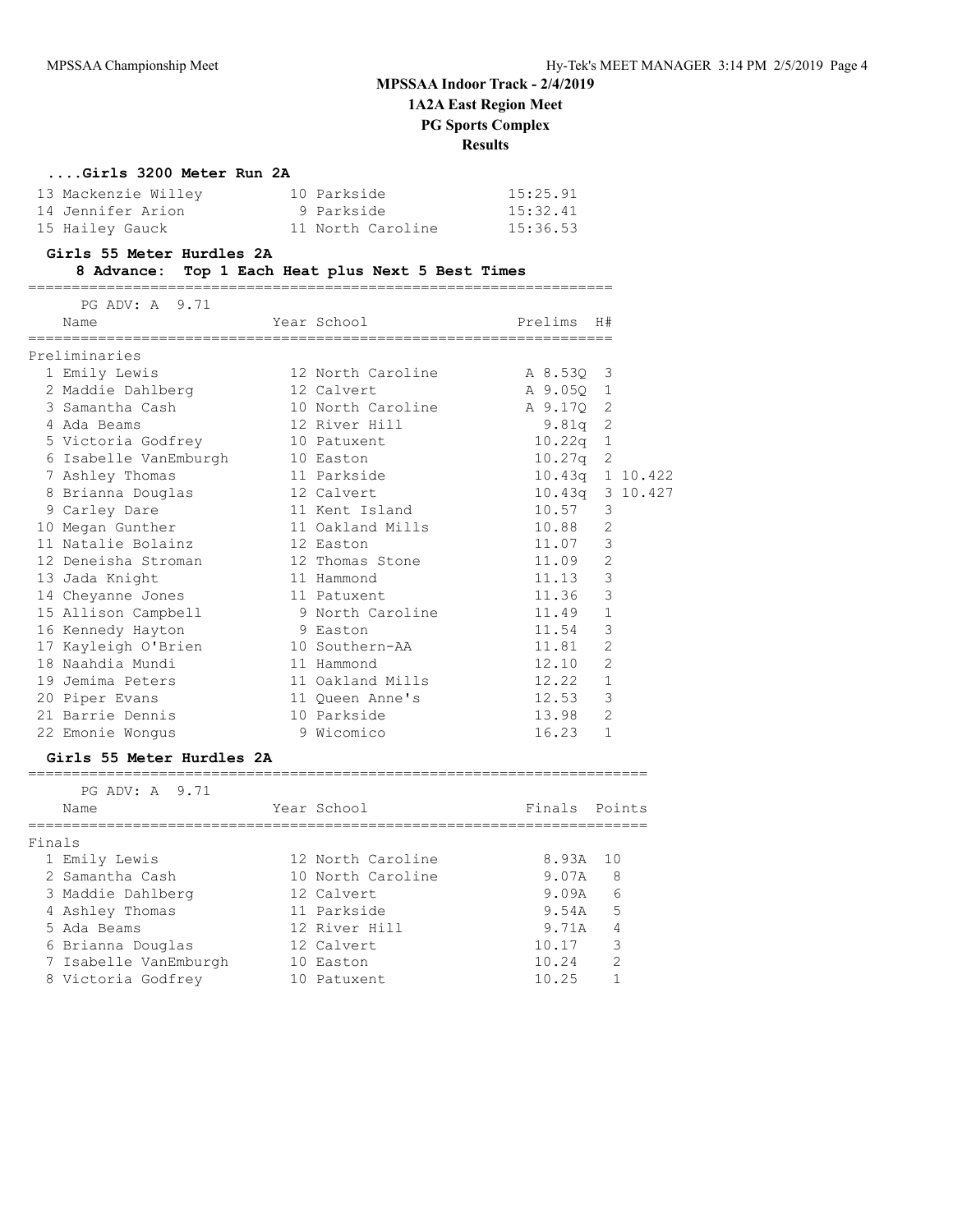## MPSSAA Indoor Track - 2/4/2019

**1A2A East Region Meet**

**PG Sports Complex**

**Results**

### ....Girls 3200 Meter Run 2A

| Place | Name | Year | School | Time |
|---|---|---|---|---|
| 13 | Mackenzie Willey | 10 | Parkside | 15:25.91 |
| 14 | Jennifer Arion | 9 | Parkside | 15:32.41 |
| 15 | Hailey Gauck | 11 | North Caroline | 15:36.53 |

### Girls 55 Meter Hurdles 2A

**8 Advance: Top 1 Each Heat plus Next 5 Best Times**

PG ADV: A 9.71

Preliminaries

| Place | Name | Year | School | Prelims | H# | |
|---|---|---|---|---|---|---|
| 1 | Emily Lewis | 12 | North Caroline | A 8.53Q | 3 | |
| 2 | Maddie Dahlberg | 12 | Calvert | A 9.05Q | 1 | |
| 3 | Samantha Cash | 10 | North Caroline | A 9.17Q | 2 | |
| 4 | Ada Beams | 12 | River Hill | 9.81q | 2 | |
| 5 | Victoria Godfrey | 10 | Patuxent | 10.22q | 1 | |
| 6 | Isabelle VanEmburgh | 10 | Easton | 10.27q | 2 | |
| 7 | Ashley Thomas | 11 | Parkside | 10.43q | 1 | 10.422 |
| 8 | Brianna Douglas | 12 | Calvert | 10.43q | 3 | 10.427 |
| 9 | Carley Dare | 11 | Kent Island | 10.57 | 3 | |
| 10 | Megan Gunther | 11 | Oakland Mills | 10.88 | 2 | |
| 11 | Natalie Bolainz | 12 | Easton | 11.07 | 3 | |
| 12 | Deneisha Stroman | 12 | Thomas Stone | 11.09 | 2 | |
| 13 | Jada Knight | 11 | Hammond | 11.13 | 3 | |
| 14 | Cheyanne Jones | 11 | Patuxent | 11.36 | 3 | |
| 15 | Allison Campbell | 9 | North Caroline | 11.49 | 1 | |
| 16 | Kennedy Hayton | 9 | Easton | 11.54 | 3 | |
| 17 | Kayleigh O'Brien | 10 | Southern-AA | 11.81 | 2 | |
| 18 | Naahdia Mundi | 11 | Hammond | 12.10 | 2 | |
| 19 | Jemima Peters | 11 | Oakland Mills | 12.22 | 1 | |
| 20 | Piper Evans | 11 | Queen Anne's | 12.53 | 3 | |
| 21 | Barrie Dennis | 10 | Parkside | 13.98 | 2 | |
| 22 | Emonie Wongus | 9 | Wicomico | 16.23 | 1 | |

### Girls 55 Meter Hurdles 2A

PG ADV: A 9.71

Finals

| Place | Name | Year | School | Finals | Points |
|---|---|---|---|---|---|
| 1 | Emily Lewis | 12 | North Caroline | 8.93A | 10 |
| 2 | Samantha Cash | 10 | North Caroline | 9.07A | 8 |
| 3 | Maddie Dahlberg | 12 | Calvert | 9.09A | 6 |
| 4 | Ashley Thomas | 11 | Parkside | 9.54A | 5 |
| 5 | Ada Beams | 12 | River Hill | 9.71A | 4 |
| 6 | Brianna Douglas | 12 | Calvert | 10.17 | 3 |
| 7 | Isabelle VanEmburgh | 10 | Easton | 10.24 | 2 |
| 8 | Victoria Godfrey | 10 | Patuxent | 10.25 | 1 |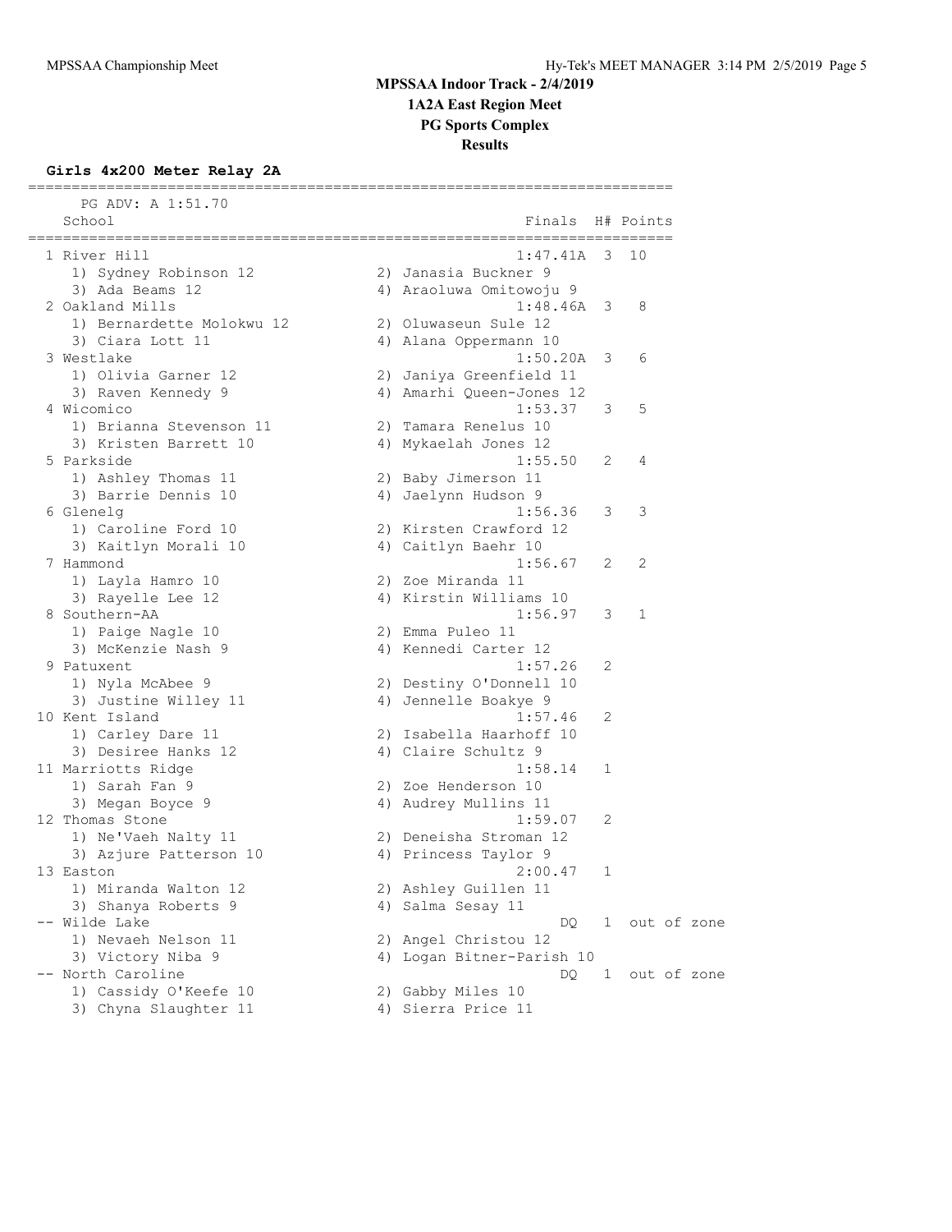# MPSSAA Indoor Track - 2/4/2019

## 1A2A East Region Meet

## PG Sports Complex

## Results

### Girls 4x200 Meter Relay 2A

PG ADV: A 1:51.70

| Place | School | Finals | H# | Points |
|---|---|---|---|---|
| 1 | River Hill | 1:47.41A | 3 | 10 |
| | 1) Sydney Robinson 12, 2) Janasia Buckner 9, 3) Ada Beams 12, 4) Araoluwa Omitowoju 9 | | | |
| 2 | Oakland Mills | 1:48.46A | 3 | 8 |
| | 1) Bernardette Molokwu 12, 2) Oluwaseun Sule 12, 3) Ciara Lott 11, 4) Alana Oppermann 10 | | | |
| 3 | Westlake | 1:50.20A | 3 | 6 |
| | 1) Olivia Garner 12, 2) Janiya Greenfield 11, 3) Raven Kennedy 9, 4) Amarhi Queen-Jones 12 | | | |
| 4 | Wicomico | 1:53.37 | 3 | 5 |
| | 1) Brianna Stevenson 11, 2) Tamara Renelus 10, 3) Kristen Barrett 10, 4) Mykaelah Jones 12 | | | |
| 5 | Parkside | 1:55.50 | 2 | 4 |
| | 1) Ashley Thomas 11, 2) Baby Jimerson 11, 3) Barrie Dennis 10, 4) Jaelynn Hudson 9 | | | |
| 6 | Glenelg | 1:56.36 | 3 | 3 |
| | 1) Caroline Ford 10, 2) Kirsten Crawford 12, 3) Kaitlyn Morali 10, 4) Caitlyn Baehr 10 | | | |
| 7 | Hammond | 1:56.67 | 2 | 2 |
| | 1) Layla Hamro 10, 2) Zoe Miranda 11, 3) Rayelle Lee 12, 4) Kirstin Williams 10 | | | |
| 8 | Southern-AA | 1:56.97 | 3 | 1 |
| | 1) Paige Nagle 10, 2) Emma Puleo 11, 3) McKenzie Nash 9, 4) Kennedi Carter 12 | | | |
| 9 | Patuxent | 1:57.26 | 2 | |
| | 1) Nyla McAbee 9, 2) Destiny O'Donnell 10, 3) Justine Willey 11, 4) Jennelle Boakye 9 | | | |
| 10 | Kent Island | 1:57.46 | 2 | |
| | 1) Carley Dare 11, 2) Isabella Haarhoff 10, 3) Desiree Hanks 12, 4) Claire Schultz 9 | | | |
| 11 | Marriotts Ridge | 1:58.14 | 1 | |
| | 1) Sarah Fan 9, 2) Zoe Henderson 10, 3) Megan Boyce 9, 4) Audrey Mullins 11 | | | |
| 12 | Thomas Stone | 1:59.07 | 2 | |
| | 1) Ne'Vaeh Nalty 11, 2) Deneisha Stroman 12, 3) Azjure Patterson 10, 4) Princess Taylor 9 | | | |
| 13 | Easton | 2:00.47 | 1 | |
| | 1) Miranda Walton 12, 2) Ashley Guillen 11, 3) Shanya Roberts 9, 4) Salma Sesay 11 | | | |
| -- | Wilde Lake | DQ | 1 | out of zone |
| | 1) Nevaeh Nelson 11, 2) Angel Christou 12, 3) Victory Niba 9, 4) Logan Bitner-Parish 10 | | | |
| -- | North Caroline | DQ | 1 | out of zone |
| | 1) Cassidy O'Keefe 10, 2) Gabby Miles 10, 3) Chyna Slaughter 11, 4) Sierra Price 11 | | | |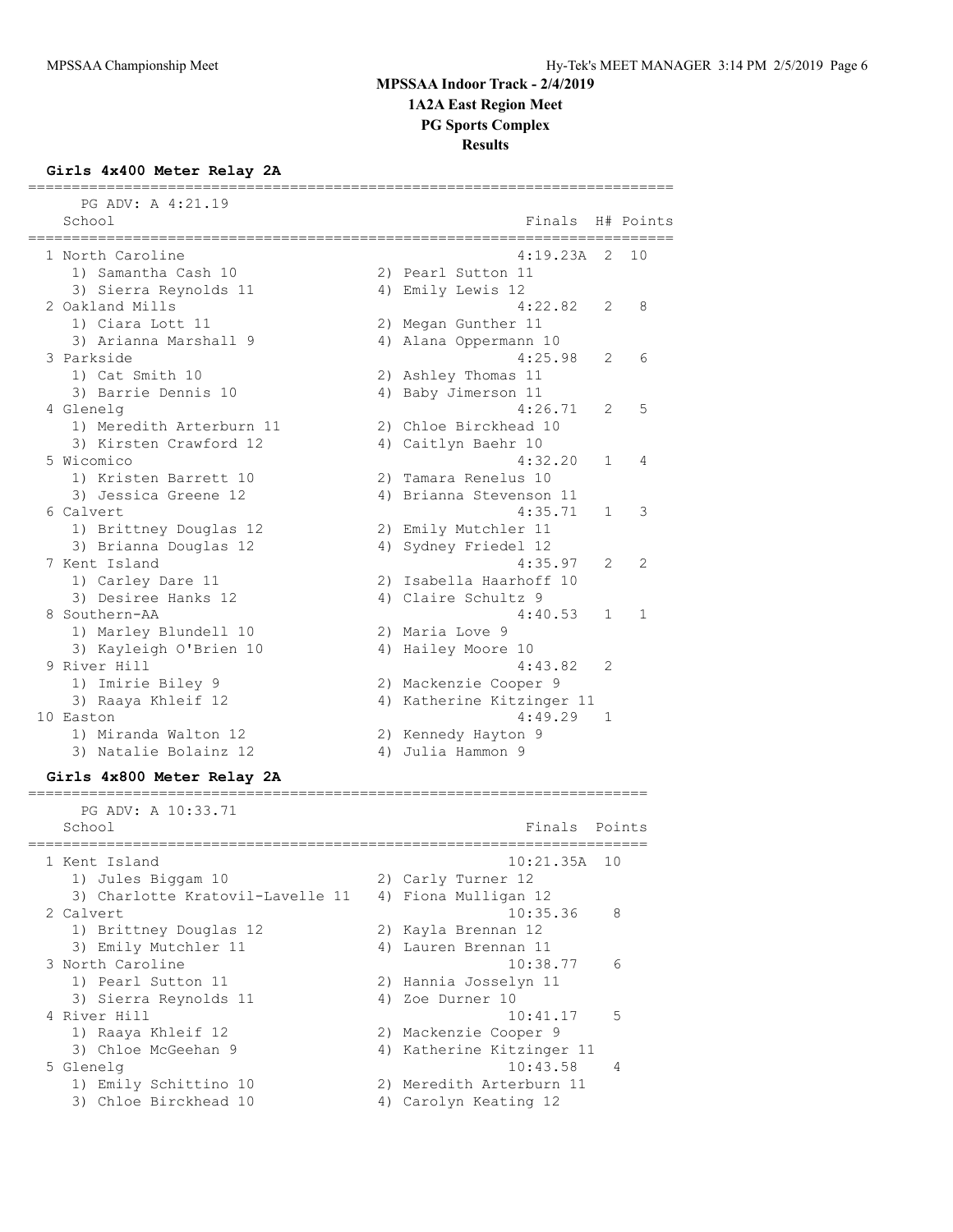# MPSSAA Indoor Track - 2/4/2019

## 1A2A East Region Meet

## PG Sports Complex

## Results

### Girls 4x400 Meter Relay 2A

PG ADV: A 4:21.19

| Place | School | Finals | H# | Points |
|---|---|---|---|---|
| 1 | North Caroline | 4:19.23A | 2 | 10 |
| | 1) Samantha Cash 10; 2) Pearl Sutton 11; 3) Sierra Reynolds 11; 4) Emily Lewis 12 | | | |
| 2 | Oakland Mills | 4:22.82 | 2 | 8 |
| | 1) Ciara Lott 11; 2) Megan Gunther 11; 3) Arianna Marshall 9; 4) Alana Oppermann 10 | | | |
| 3 | Parkside | 4:25.98 | 2 | 6 |
| | 1) Cat Smith 10; 2) Ashley Thomas 11; 3) Barrie Dennis 10; 4) Baby Jimerson 11 | | | |
| 4 | Glenelg | 4:26.71 | 2 | 5 |
| | 1) Meredith Arterburn 11; 2) Chloe Birckhead 10; 3) Kirsten Crawford 12; 4) Caitlyn Baehr 10 | | | |
| 5 | Wicomico | 4:32.20 | 1 | 4 |
| | 1) Kristen Barrett 10; 2) Tamara Renelus 10; 3) Jessica Greene 12; 4) Brianna Stevenson 11 | | | |
| 6 | Calvert | 4:35.71 | 1 | 3 |
| | 1) Brittney Douglas 12; 2) Emily Mutchler 11; 3) Brianna Douglas 12; 4) Sydney Friedel 12 | | | |
| 7 | Kent Island | 4:35.97 | 2 | 2 |
| | 1) Carley Dare 11; 2) Isabella Haarhoff 10; 3) Desiree Hanks 12; 4) Claire Schultz 9 | | | |
| 8 | Southern-AA | 4:40.53 | 1 | 1 |
| | 1) Marley Blundell 10; 2) Maria Love 9; 3) Kayleigh O'Brien 10; 4) Hailey Moore 10 | | | |
| 9 | River Hill | 4:43.82 | 2 | |
| | 1) Imirie Biley 9; 2) Mackenzie Cooper 9; 3) Raaya Khleif 12; 4) Katherine Kitzinger 11 | | | |
| 10 | Easton | 4:49.29 | 1 | |
| | 1) Miranda Walton 12; 2) Kennedy Hayton 9; 3) Natalie Bolainz 12; 4) Julia Hammon 9 | | | |

### Girls 4x800 Meter Relay 2A

PG ADV: A 10:33.71

| Place | School | Finals | Points |
|---|---|---|---|
| 1 | Kent Island | 10:21.35A | 10 |
| | 1) Jules Biggam 10; 2) Carly Turner 12; 3) Charlotte Kratovil-Lavelle 11; 4) Fiona Mulligan 12 | | |
| 2 | Calvert | 10:35.36 | 8 |
| | 1) Brittney Douglas 12; 2) Kayla Brennan 12; 3) Emily Mutchler 11; 4) Lauren Brennan 11 | | |
| 3 | North Caroline | 10:38.77 | 6 |
| | 1) Pearl Sutton 11; 2) Hannia Josselyn 11; 3) Sierra Reynolds 11; 4) Zoe Durner 10 | | |
| 4 | River Hill | 10:41.17 | 5 |
| | 1) Raaya Khleif 12; 2) Mackenzie Cooper 9; 3) Chloe McGeehan 9; 4) Katherine Kitzinger 11 | | |
| 5 | Glenelg | 10:43.58 | 4 |
| | 1) Emily Schittino 10; 2) Meredith Arterburn 11; 3) Chloe Birckhead 10; 4) Carolyn Keating 12 | | |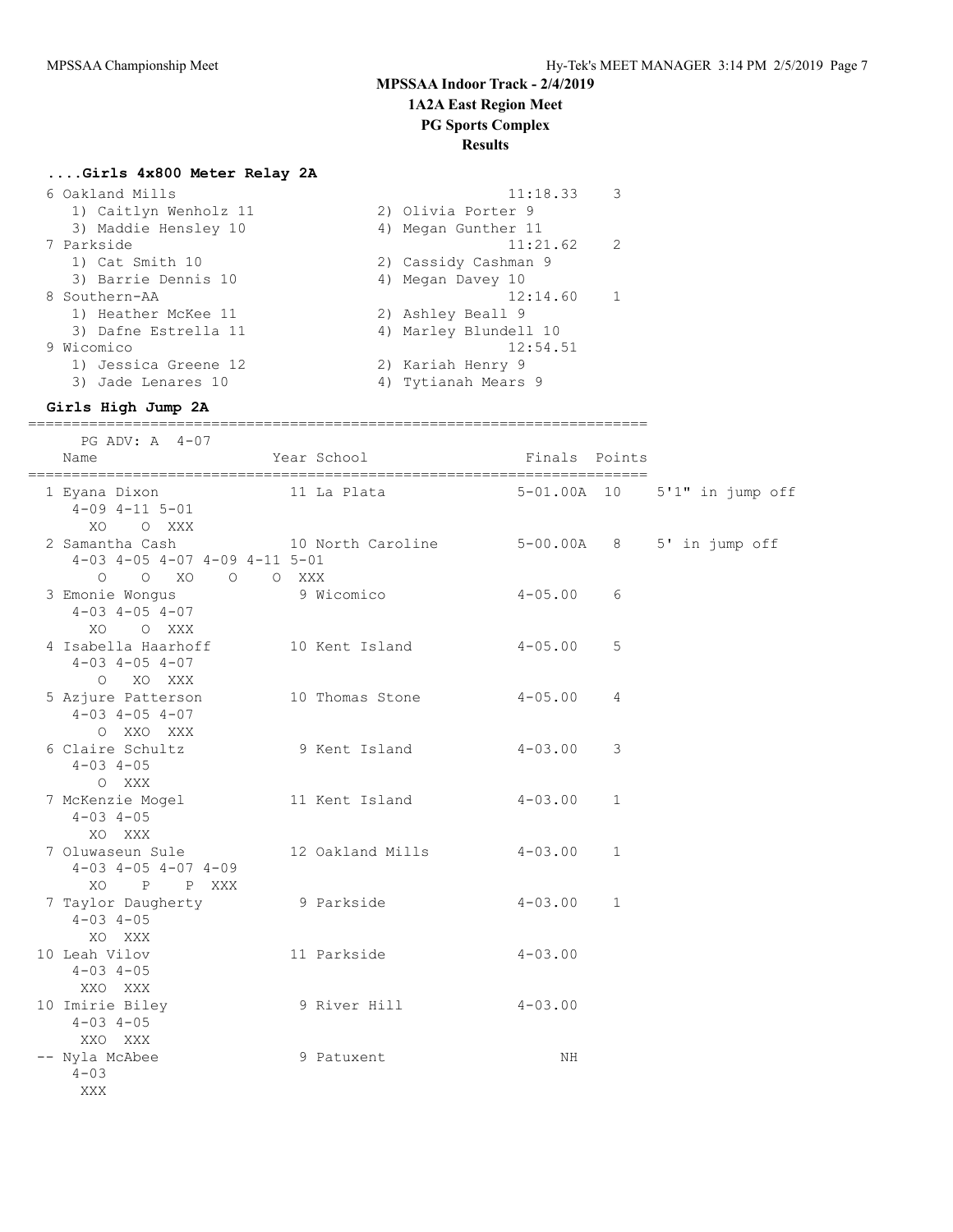# MPSSAA Indoor Track - 2/4/2019
## 1A2A East Region Meet
## PG Sports Complex
## Results

### ....Girls 4x800 Meter Relay 2A

```
  6 Oakland Mills                                     11:18.33    3
     1) Caitlyn Wenholz 11              2) Olivia Porter 9
     3) Maddie Hensley 10               4) Megan Gunther 11
  7 Parkside                                          11:21.62    2
     1) Cat Smith 10                    2) Cassidy Cashman 9
     3) Barrie Dennis 10                4) Megan Davey 10
  8 Southern-AA                                       12:14.60    1
     1) Heather McKee 11                2) Ashley Beall 9
     3) Dafne Estrella 11               4) Marley Blundell 10
  9 Wicomico                                          12:54.51
     1) Jessica Greene 12               2) Kariah Henry 9
     3) Jade Lenares 10                 4) Tytianah Mears 9
```

### Girls High Jump 2A

```
=======================================================================
     PG ADV: A  4-07
    Name                    Year School               Finals  Points
=======================================================================
  1 Eyana Dixon              11 La Plata             5-01.00A  10    5'1" in jump off
      4-09 4-11 5-01
        XO    O XXX
  2 Samantha Cash            10 North Caroline       5-00.00A   8    5' in jump off
      4-03 4-05 4-07 4-09 4-11 5-01
         O    O   XO    O    O XXX
  3 Emonie Wongus             9 Wicomico             4-05.00    6
      4-03 4-05 4-07
        XO    O XXX
  4 Isabella Haarhoff        10 Kent Island          4-05.00    5
      4-03 4-05 4-07
         O   XO XXX
  5 Azjure Patterson         10 Thomas Stone         4-05.00    4
      4-03 4-05 4-07
         O  XXO XXX
  6 Claire Schultz            9 Kent Island          4-03.00    3
      4-03 4-05
         O  XXX
  7 McKenzie Mogel           11 Kent Island          4-03.00    1
      4-03 4-05
        XO  XXX
  7 Oluwaseun Sule           12 Oakland Mills        4-03.00    1
      4-03 4-05 4-07 4-09
        XO    P    P XXX
  7 Taylor Daugherty          9 Parkside             4-03.00    1
      4-03 4-05
        XO  XXX
 10 Leah Vilov               11 Parkside             4-03.00
      4-03 4-05
       XXO  XXX
 10 Imirie Biley              9 River Hill           4-03.00
      4-03 4-05
       XXO  XXX
 -- Nyla McAbee               9 Patuxent                  NH
      4-03
       XXX
```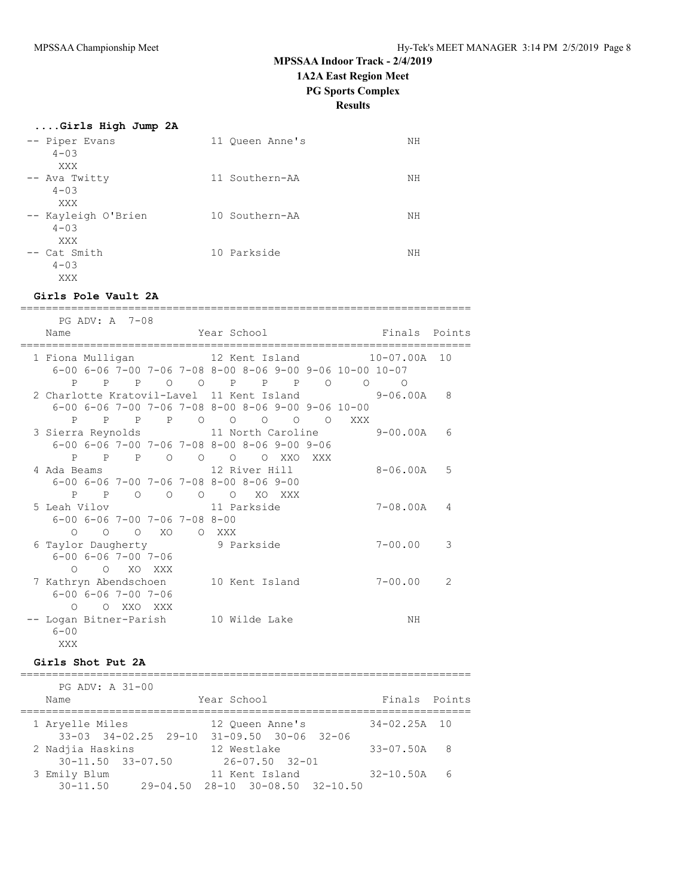## MPSSAA Indoor Track - 2/4/2019
## 1A2A East Region Meet
## PG Sports Complex
## Results

### ....Girls High Jump 2A

```
-- Piper Evans                 11 Queen Anne's                NH
     4-03
      XXX
-- Ava Twitty                  11 Southern-AA                 NH
     4-03
      XXX
-- Kayleigh O'Brien            10 Southern-AA                 NH
     4-03
      XXX
-- Cat Smith                   10 Parkside                    NH
     4-03
      XXX
```

### Girls Pole Vault 2A

```
=======================================================================
    PG ADV: A  7-08
    Name                    Year School                  Finals  Points
=======================================================================
  1 Fiona Mulligan            12 Kent Island           10-07.00A  10
     6-00 6-06 7-00 7-06 7-08 8-00 8-06 9-00 9-06 10-00 10-07
        P    P    P    O    O    P    P    P    O     O     O
  2 Charlotte Kratovil-Lavel  11 Kent Island            9-06.00A   8
     6-00 6-06 7-00 7-06 7-08 8-00 8-06 9-00 9-06 10-00
        P    P    P    P    O    O    O    O    O   XXX
  3 Sierra Reynolds           11 North Caroline         9-00.00A   6
     6-00 6-06 7-00 7-06 7-08 8-00 8-06 9-00 9-06
        P    P    P    O    O    O    O  XXO  XXX
  4 Ada Beams                 12 River Hill             8-06.00A   5
     6-00 6-06 7-00 7-06 7-08 8-00 8-06 9-00
        P    P    O    O    O    O   XO  XXX
  5 Leah Vilov                11 Parkside               7-08.00A   4
     6-00 6-06 7-00 7-06 7-08 8-00
        O    O    O   XO    O  XXX
  6 Taylor Daugherty           9 Parkside               7-00.00    3
     6-00 6-06 7-00 7-06
        O    O   XO  XXX
  7 Kathryn Abendschoen       10 Kent Island            7-00.00    2
     6-00 6-06 7-00 7-06
        O    O  XXO  XXX
 -- Logan Bitner-Parish       10 Wilde Lake                  NH
     6-00
      XXX
```

### Girls Shot Put 2A

```
=======================================================================
    PG ADV: A 31-00
    Name                    Year School                  Finals  Points
=======================================================================
  1 Aryelle Miles             12 Queen Anne's          34-02.25A  10
     33-03  34-02.25  29-10  31-09.50  30-06  32-06
  2 Nadjia Haskins            12 Westlake              33-07.50A   8
     30-11.50  33-07.50        26-07.50  32-01
  3 Emily Blum                11 Kent Island           32-10.50A   6
     30-11.50      29-04.50  28-10  30-08.50  32-10.50
```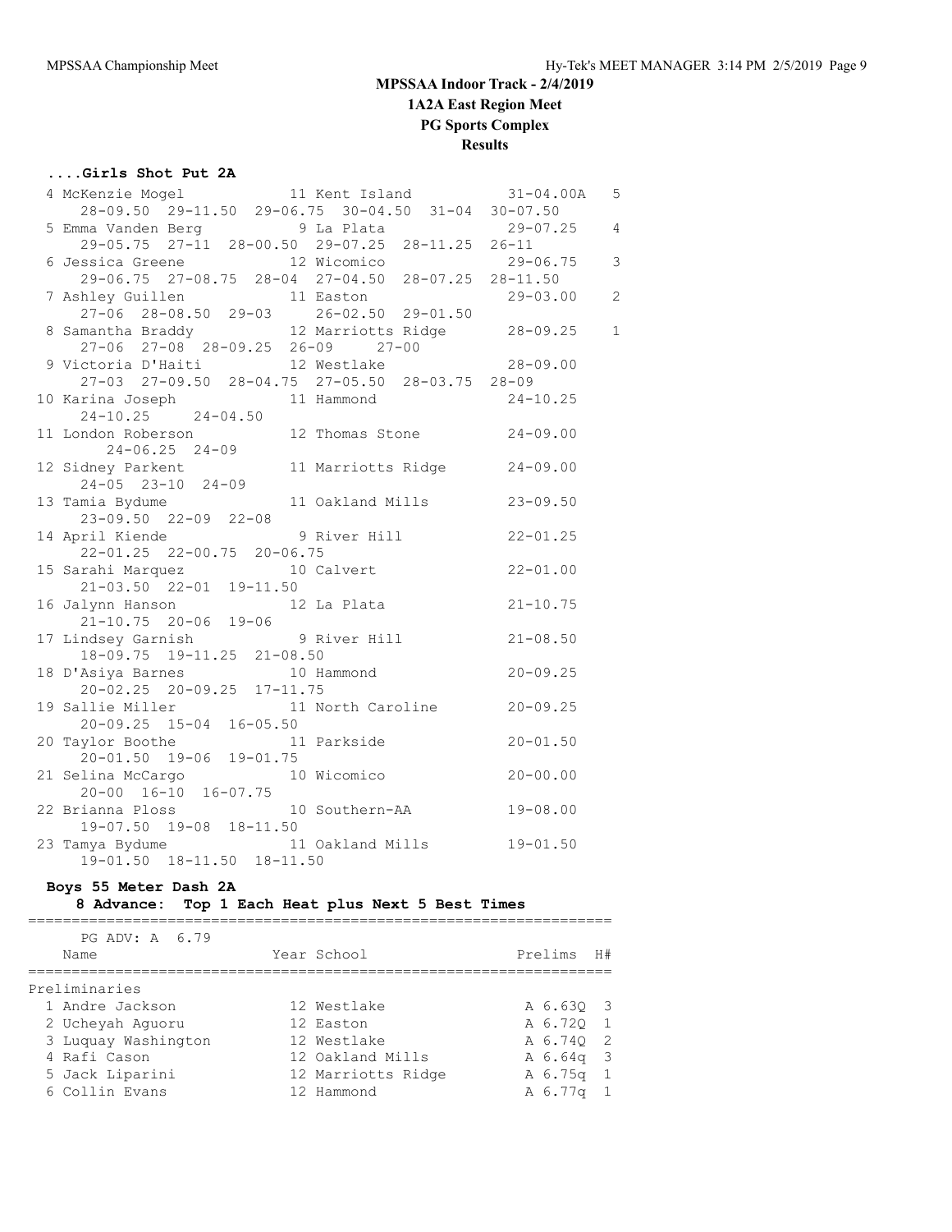**MPSSAA Indoor Track - 2/4/2019**

**1A2A East Region Meet**

**PG Sports Complex**

**Results**

### ....Girls Shot Put 2A

```
  4 McKenzie Mogel           11 Kent Island          31-04.00A   5
     28-09.50  29-11.50  29-06.75  30-04.50  31-04  30-07.50
  5 Emma Vanden Berg          9 La Plata              29-07.25    4
     29-05.75  27-11  28-00.50  29-07.25  28-11.25  26-11
  6 Jessica Greene           12 Wicomico              29-06.75    3
     29-06.75  27-08.75  28-04  27-04.50  28-07.25  28-11.50
  7 Ashley Guillen           11 Easton                29-03.00    2
     27-06  28-08.50  29-03     26-02.50  29-01.50
  8 Samantha Braddy          12 Marriotts Ridge       28-09.25    1
     27-06  27-08  28-09.25  26-09     27-00
  9 Victoria D'Haiti         12 Westlake              28-09.00
     27-03  27-09.50  28-04.75  27-05.50  28-03.75  28-09
 10 Karina Joseph            11 Hammond               24-10.25
     24-10.25     24-04.50
 11 London Roberson          12 Thomas Stone          24-09.00
          24-06.25  24-09
 12 Sidney Parkent           11 Marriotts Ridge       24-09.00
     24-05  23-10  24-09
 13 Tamia Bydume             11 Oakland Mills         23-09.50
     23-09.50  22-09  22-08
 14 April Kiende              9 River Hill            22-01.25
     22-01.25  22-00.75  20-06.75
 15 Sarahi Marquez           10 Calvert               22-01.00
     21-03.50  22-01  19-11.50
 16 Jalynn Hanson            12 La Plata              21-10.75
     21-10.75  20-06  19-06
 17 Lindsey Garnish           9 River Hill            21-08.50
     18-09.75  19-11.25  21-08.50
 18 D'Asiya Barnes           10 Hammond               20-09.25
     20-02.25  20-09.25  17-11.75
 19 Sallie Miller            11 North Caroline        20-09.25
     20-09.25  15-04  16-05.50
 20 Taylor Boothe            11 Parkside              20-01.50
     20-01.50  19-06  19-01.75
 21 Selina McCargo           10 Wicomico              20-00.00
     20-00  16-10  16-07.75
 22 Brianna Ploss            10 Southern-AA           19-08.00
     19-07.50  19-08  18-11.50
 23 Tamya Bydume             11 Oakland Mills         19-01.50
     19-01.50  18-11.50  18-11.50
```

### Boys 55 Meter Dash 2A

**8 Advance: Top 1 Each Heat plus Next 5 Best Times**

PG ADV: A 6.79

| | Name | Year | School | Prelims | H# |
|---|---|---|---|---|---|
| **Preliminaries** | | | | | |
| 1 | Andre Jackson | 12 | Westlake | A 6.63Q | 3 |
| 2 | Ucheyah Aguoru | 12 | Easton | A 6.72Q | 1 |
| 3 | Luquay Washington | 12 | Westlake | A 6.74Q | 2 |
| 4 | Rafi Cason | 12 | Oakland Mills | A 6.64q | 3 |
| 5 | Jack Liparini | 12 | Marriotts Ridge | A 6.75q | 1 |
| 6 | Collin Evans | 12 | Hammond | A 6.77q | 1 |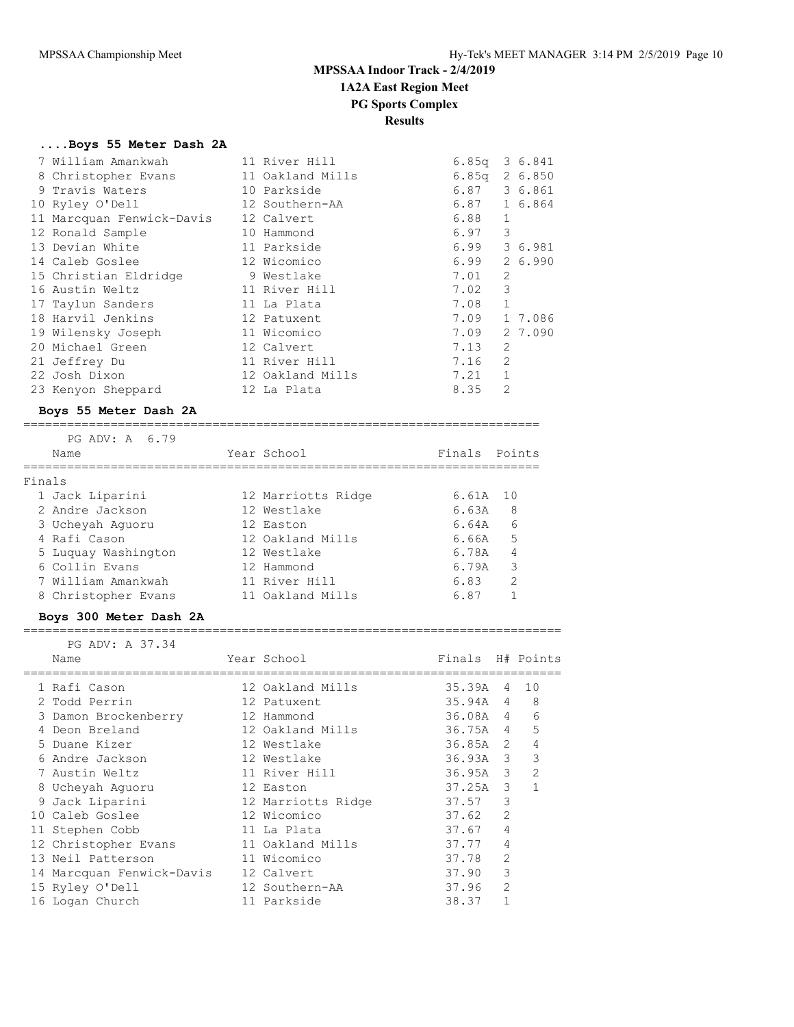# MPSSAA Indoor Track - 2/4/2019

## 1A2A East Region Meet

## PG Sports Complex

## Results

### ....Boys 55 Meter Dash 2A

| Place | Name | Year | School | Prelims | H# | Tie |
|---|---|---|---|---|---|---|
| 7 | William Amankwah | 11 | River Hill | 6.85q | 3 | 6.841 |
| 8 | Christopher Evans | 11 | Oakland Mills | 6.85q | 2 | 6.850 |
| 9 | Travis Waters | 10 | Parkside | 6.87 | 3 | 6.861 |
| 10 | Ryley O'Dell | 12 | Southern-AA | 6.87 | 1 | 6.864 |
| 11 | Marcquan Fenwick-Davis | 12 | Calvert | 6.88 | 1 | |
| 12 | Ronald Sample | 10 | Hammond | 6.97 | 3 | |
| 13 | Devian White | 11 | Parkside | 6.99 | 3 | 6.981 |
| 14 | Caleb Goslee | 12 | Wicomico | 6.99 | 2 | 6.990 |
| 15 | Christian Eldridge | 9 | Westlake | 7.01 | 2 | |
| 16 | Austin Weltz | 11 | River Hill | 7.02 | 3 | |
| 17 | Taylun Sanders | 11 | La Plata | 7.08 | 1 | |
| 18 | Harvil Jenkins | 12 | Patuxent | 7.09 | 1 | 7.086 |
| 19 | Wilensky Joseph | 11 | Wicomico | 7.09 | 2 | 7.090 |
| 20 | Michael Green | 12 | Calvert | 7.13 | 2 | |
| 21 | Jeffrey Du | 11 | River Hill | 7.16 | 2 | |
| 22 | Josh Dixon | 12 | Oakland Mills | 7.21 | 1 | |
| 23 | Kenyon Sheppard | 12 | La Plata | 8.35 | 2 | |

### Boys 55 Meter Dash 2A

PG ADV: A 6.79

Finals

| Place | Name | Year | School | Finals | Points |
|---|---|---|---|---|---|
| 1 | Jack Liparini | 12 | Marriotts Ridge | 6.61A | 10 |
| 2 | Andre Jackson | 12 | Westlake | 6.63A | 8 |
| 3 | Ucheyah Aguoru | 12 | Easton | 6.64A | 6 |
| 4 | Rafi Cason | 12 | Oakland Mills | 6.66A | 5 |
| 5 | Luquay Washington | 12 | Westlake | 6.78A | 4 |
| 6 | Collin Evans | 12 | Hammond | 6.79A | 3 |
| 7 | William Amankwah | 11 | River Hill | 6.83 | 2 |
| 8 | Christopher Evans | 11 | Oakland Mills | 6.87 | 1 |

### Boys 300 Meter Dash 2A

PG ADV: A 37.34

| Place | Name | Year | School | Finals | H# | Points |
|---|---|---|---|---|---|---|
| 1 | Rafi Cason | 12 | Oakland Mills | 35.39A | 4 | 10 |
| 2 | Todd Perrin | 12 | Patuxent | 35.94A | 4 | 8 |
| 3 | Damon Brockenberry | 12 | Hammond | 36.08A | 4 | 6 |
| 4 | Deon Breland | 12 | Oakland Mills | 36.75A | 4 | 5 |
| 5 | Duane Kizer | 12 | Westlake | 36.85A | 2 | 4 |
| 6 | Andre Jackson | 12 | Westlake | 36.93A | 3 | 3 |
| 7 | Austin Weltz | 11 | River Hill | 36.95A | 3 | 2 |
| 8 | Ucheyah Aguoru | 12 | Easton | 37.25A | 3 | 1 |
| 9 | Jack Liparini | 12 | Marriotts Ridge | 37.57 | 3 | |
| 10 | Caleb Goslee | 12 | Wicomico | 37.62 | 2 | |
| 11 | Stephen Cobb | 11 | La Plata | 37.67 | 4 | |
| 12 | Christopher Evans | 11 | Oakland Mills | 37.77 | 4 | |
| 13 | Neil Patterson | 11 | Wicomico | 37.78 | 2 | |
| 14 | Marcquan Fenwick-Davis | 12 | Calvert | 37.90 | 3 | |
| 15 | Ryley O'Dell | 12 | Southern-AA | 37.96 | 2 | |
| 16 | Logan Church | 11 | Parkside | 38.37 | 1 | |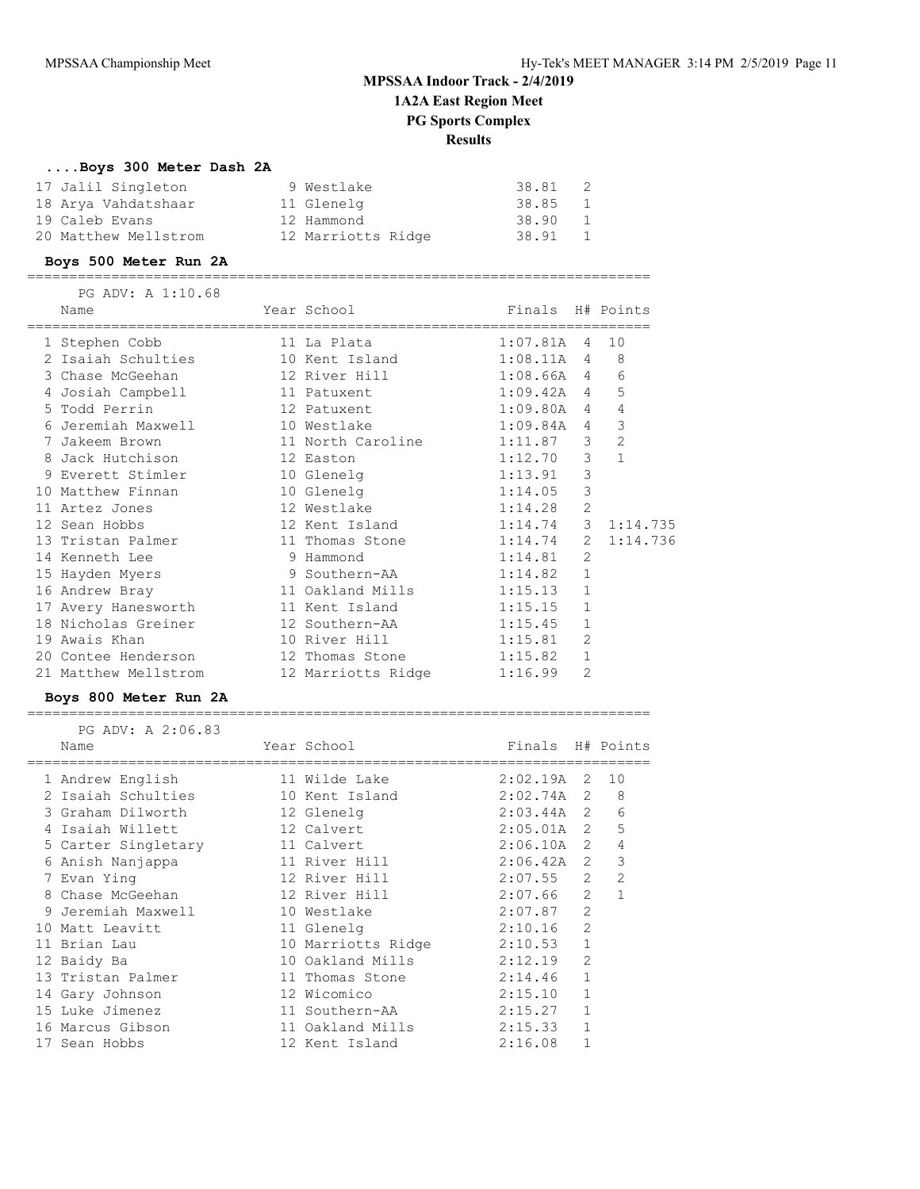# MPSSAA Indoor Track - 2/4/2019

## 1A2A East Region Meet

## PG Sports Complex

## Results

### ....Boys 300 Meter Dash 2A

| Place | Name | Year | School | Finals | H# | Points |
|---|---|---|---|---|---|---|
| 17 | Jalil Singleton | 9 | Westlake | 38.81 | 2 | |
| 18 | Arya Vahdatshaar | 11 | Glenelg | 38.85 | 1 | |
| 19 | Caleb Evans | 12 | Hammond | 38.90 | 1 | |
| 20 | Matthew Mellstrom | 12 | Marriotts Ridge | 38.91 | 1 | |

### Boys 500 Meter Run 2A

PG ADV: A 1:10.68

| Place | Name | Year | School | Finals | H# | Points |
|---|---|---|---|---|---|---|
| 1 | Stephen Cobb | 11 | La Plata | 1:07.81A | 4 | 10 |
| 2 | Isaiah Schulties | 10 | Kent Island | 1:08.11A | 4 | 8 |
| 3 | Chase McGeehan | 12 | River Hill | 1:08.66A | 4 | 6 |
| 4 | Josiah Campbell | 11 | Patuxent | 1:09.42A | 4 | 5 |
| 5 | Todd Perrin | 12 | Patuxent | 1:09.80A | 4 | 4 |
| 6 | Jeremiah Maxwell | 10 | Westlake | 1:09.84A | 4 | 3 |
| 7 | Jakeem Brown | 11 | North Caroline | 1:11.87 | 3 | 2 |
| 8 | Jack Hutchison | 12 | Easton | 1:12.70 | 3 | 1 |
| 9 | Everett Stimler | 10 | Glenelg | 1:13.91 | 3 | |
| 10 | Matthew Finnan | 10 | Glenelg | 1:14.05 | 3 | |
| 11 | Artez Jones | 12 | Westlake | 1:14.28 | 2 | |
| 12 | Sean Hobbs | 12 | Kent Island | 1:14.74 | 3 | 1:14.735 |
| 13 | Tristan Palmer | 11 | Thomas Stone | 1:14.74 | 2 | 1:14.736 |
| 14 | Kenneth Lee | 9 | Hammond | 1:14.81 | 2 | |
| 15 | Hayden Myers | 9 | Southern-AA | 1:14.82 | 1 | |
| 16 | Andrew Bray | 11 | Oakland Mills | 1:15.13 | 1 | |
| 17 | Avery Hanesworth | 11 | Kent Island | 1:15.15 | 1 | |
| 18 | Nicholas Greiner | 12 | Southern-AA | 1:15.45 | 1 | |
| 19 | Awais Khan | 10 | River Hill | 1:15.81 | 2 | |
| 20 | Contee Henderson | 12 | Thomas Stone | 1:15.82 | 1 | |
| 21 | Matthew Mellstrom | 12 | Marriotts Ridge | 1:16.99 | 2 | |

### Boys 800 Meter Run 2A

PG ADV: A 2:06.83

| Place | Name | Year | School | Finals | H# | Points |
|---|---|---|---|---|---|---|
| 1 | Andrew English | 11 | Wilde Lake | 2:02.19A | 2 | 10 |
| 2 | Isaiah Schulties | 10 | Kent Island | 2:02.74A | 2 | 8 |
| 3 | Graham Dilworth | 12 | Glenelg | 2:03.44A | 2 | 6 |
| 4 | Isaiah Willett | 12 | Calvert | 2:05.01A | 2 | 5 |
| 5 | Carter Singletary | 11 | Calvert | 2:06.10A | 2 | 4 |
| 6 | Anish Nanjappa | 11 | River Hill | 2:06.42A | 2 | 3 |
| 7 | Evan Ying | 12 | River Hill | 2:07.55 | 2 | 2 |
| 8 | Chase McGeehan | 12 | River Hill | 2:07.66 | 2 | 1 |
| 9 | Jeremiah Maxwell | 10 | Westlake | 2:07.87 | 2 | |
| 10 | Matt Leavitt | 11 | Glenelg | 2:10.16 | 2 | |
| 11 | Brian Lau | 10 | Marriotts Ridge | 2:10.53 | 1 | |
| 12 | Baidy Ba | 10 | Oakland Mills | 2:12.19 | 2 | |
| 13 | Tristan Palmer | 11 | Thomas Stone | 2:14.46 | 1 | |
| 14 | Gary Johnson | 12 | Wicomico | 2:15.10 | 1 | |
| 15 | Luke Jimenez | 11 | Southern-AA | 2:15.27 | 1 | |
| 16 | Marcus Gibson | 11 | Oakland Mills | 2:15.33 | 1 | |
| 17 | Sean Hobbs | 12 | Kent Island | 2:16.08 | 1 | |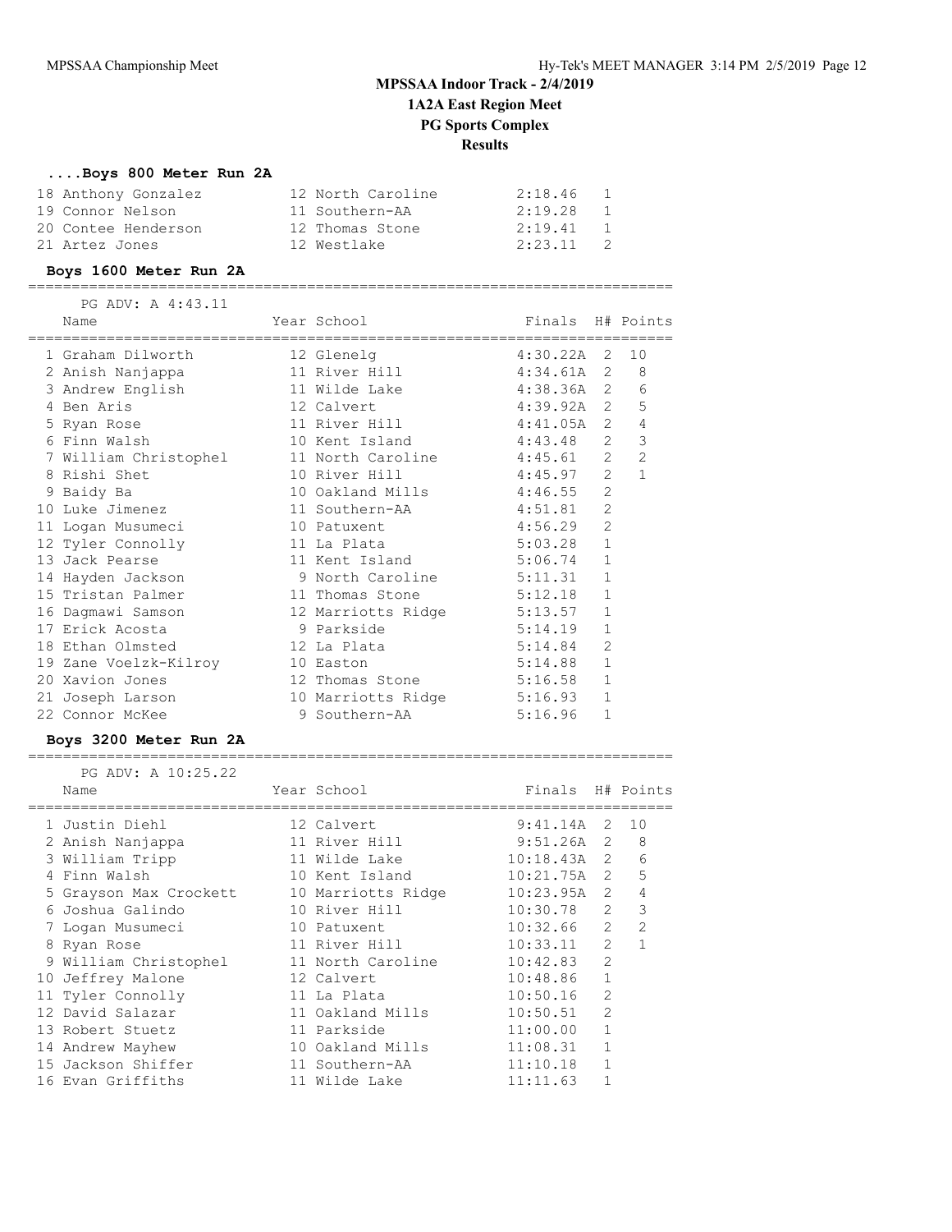# MPSSAA Indoor Track - 2/4/2019

## 1A2A East Region Meet

## PG Sports Complex

## Results

### ....Boys 800 Meter Run 2A

| Place | Name | Year | School | Finals | H# | Points |
|---|---|---|---|---|---|---|
| 18 | Anthony Gonzalez | 12 | North Caroline | 2:18.46 | 1 | |
| 19 | Connor Nelson | 11 | Southern-AA | 2:19.28 | 1 | |
| 20 | Contee Henderson | 12 | Thomas Stone | 2:19.41 | 1 | |
| 21 | Artez Jones | 12 | Westlake | 2:23.11 | 2 | |

### Boys 1600 Meter Run 2A

PG ADV: A 4:43.11

| Place | Name | Year | School | Finals | H# | Points |
|---|---|---|---|---|---|---|
| 1 | Graham Dilworth | 12 | Glenelg | 4:30.22A | 2 | 10 |
| 2 | Anish Nanjappa | 11 | River Hill | 4:34.61A | 2 | 8 |
| 3 | Andrew English | 11 | Wilde Lake | 4:38.36A | 2 | 6 |
| 4 | Ben Aris | 12 | Calvert | 4:39.92A | 2 | 5 |
| 5 | Ryan Rose | 11 | River Hill | 4:41.05A | 2 | 4 |
| 6 | Finn Walsh | 10 | Kent Island | 4:43.48 | 2 | 3 |
| 7 | William Christophel | 11 | North Caroline | 4:45.61 | 2 | 2 |
| 8 | Rishi Shet | 10 | River Hill | 4:45.97 | 2 | 1 |
| 9 | Baidy Ba | 10 | Oakland Mills | 4:46.55 | 2 | |
| 10 | Luke Jimenez | 11 | Southern-AA | 4:51.81 | 2 | |
| 11 | Logan Musumeci | 10 | Patuxent | 4:56.29 | 2 | |
| 12 | Tyler Connolly | 11 | La Plata | 5:03.28 | 1 | |
| 13 | Jack Pearse | 11 | Kent Island | 5:06.74 | 1 | |
| 14 | Hayden Jackson | 9 | North Caroline | 5:11.31 | 1 | |
| 15 | Tristan Palmer | 11 | Thomas Stone | 5:12.18 | 1 | |
| 16 | Dagmawi Samson | 12 | Marriotts Ridge | 5:13.57 | 1 | |
| 17 | Erick Acosta | 9 | Parkside | 5:14.19 | 1 | |
| 18 | Ethan Olmsted | 12 | La Plata | 5:14.84 | 2 | |
| 19 | Zane Voelzk-Kilroy | 10 | Easton | 5:14.88 | 1 | |
| 20 | Xavion Jones | 12 | Thomas Stone | 5:16.58 | 1 | |
| 21 | Joseph Larson | 10 | Marriotts Ridge | 5:16.93 | 1 | |
| 22 | Connor McKee | 9 | Southern-AA | 5:16.96 | 1 | |

### Boys 3200 Meter Run 2A

PG ADV: A 10:25.22

| Place | Name | Year | School | Finals | H# | Points |
|---|---|---|---|---|---|---|
| 1 | Justin Diehl | 12 | Calvert | 9:41.14A | 2 | 10 |
| 2 | Anish Nanjappa | 11 | River Hill | 9:51.26A | 2 | 8 |
| 3 | William Tripp | 11 | Wilde Lake | 10:18.43A | 2 | 6 |
| 4 | Finn Walsh | 10 | Kent Island | 10:21.75A | 2 | 5 |
| 5 | Grayson Max Crockett | 10 | Marriotts Ridge | 10:23.95A | 2 | 4 |
| 6 | Joshua Galindo | 10 | River Hill | 10:30.78 | 2 | 3 |
| 7 | Logan Musumeci | 10 | Patuxent | 10:32.66 | 2 | 2 |
| 8 | Ryan Rose | 11 | River Hill | 10:33.11 | 2 | 1 |
| 9 | William Christophel | 11 | North Caroline | 10:42.83 | 2 | |
| 10 | Jeffrey Malone | 12 | Calvert | 10:48.86 | 1 | |
| 11 | Tyler Connolly | 11 | La Plata | 10:50.16 | 2 | |
| 12 | David Salazar | 11 | Oakland Mills | 10:50.51 | 2 | |
| 13 | Robert Stuetz | 11 | Parkside | 11:00.00 | 1 | |
| 14 | Andrew Mayhew | 10 | Oakland Mills | 11:08.31 | 1 | |
| 15 | Jackson Shiffer | 11 | Southern-AA | 11:10.18 | 1 | |
| 16 | Evan Griffiths | 11 | Wilde Lake | 11:11.63 | 1 | |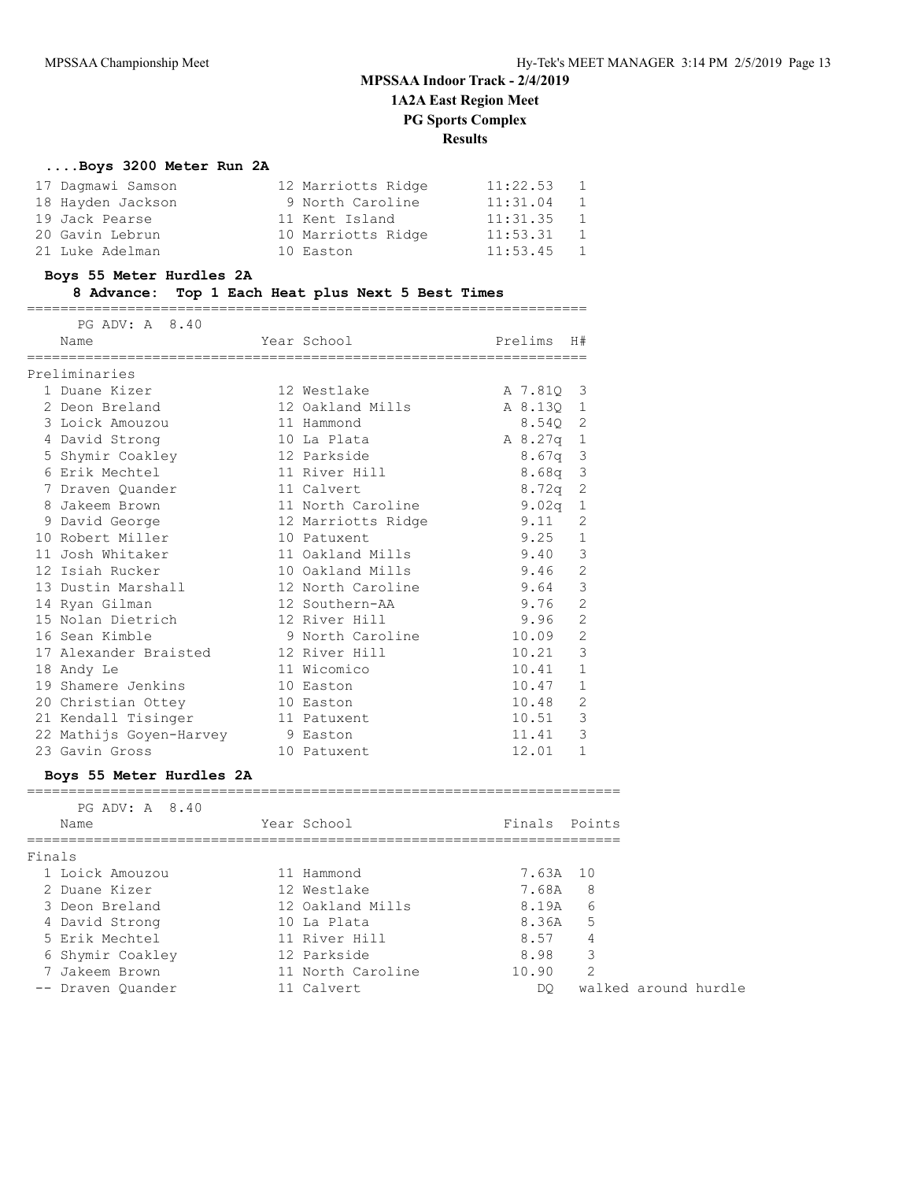# MPSSAA Indoor Track - 2/4/2019

## 1A2A East Region Meet

## PG Sports Complex

## Results

### ....Boys 3200 Meter Run 2A

| Place | Name | Year | School | Time | H# |
|---|---|---|---|---|---|
| 17 | Dagmawi Samson | 12 | Marriotts Ridge | 11:22.53 | 1 |
| 18 | Hayden Jackson | 9 | North Caroline | 11:31.04 | 1 |
| 19 | Jack Pearse | 11 | Kent Island | 11:31.35 | 1 |
| 20 | Gavin Lebrun | 10 | Marriotts Ridge | 11:53.31 | 1 |
| 21 | Luke Adelman | 10 | Easton | 11:53.45 | 1 |

### Boys 55 Meter Hurdles 2A

**8 Advance: Top 1 Each Heat plus Next 5 Best Times**

PG ADV: A 8.40

Preliminaries

| Place | Name | Year | School | Prelims | H# |
|---|---|---|---|---|---|
| 1 | Duane Kizer | 12 | Westlake | A 7.81Q | 3 |
| 2 | Deon Breland | 12 | Oakland Mills | A 8.13Q | 1 |
| 3 | Loick Amouzou | 11 | Hammond | 8.54Q | 2 |
| 4 | David Strong | 10 | La Plata | A 8.27q | 1 |
| 5 | Shymir Coakley | 12 | Parkside | 8.67q | 3 |
| 6 | Erik Mechtel | 11 | River Hill | 8.68q | 3 |
| 7 | Draven Quander | 11 | Calvert | 8.72q | 2 |
| 8 | Jakeem Brown | 11 | North Caroline | 9.02q | 1 |
| 9 | David George | 12 | Marriotts Ridge | 9.11 | 2 |
| 10 | Robert Miller | 10 | Patuxent | 9.25 | 1 |
| 11 | Josh Whitaker | 11 | Oakland Mills | 9.40 | 3 |
| 12 | Isiah Rucker | 10 | Oakland Mills | 9.46 | 2 |
| 13 | Dustin Marshall | 12 | North Caroline | 9.64 | 3 |
| 14 | Ryan Gilman | 12 | Southern-AA | 9.76 | 2 |
| 15 | Nolan Dietrich | 12 | River Hill | 9.96 | 2 |
| 16 | Sean Kimble | 9 | North Caroline | 10.09 | 2 |
| 17 | Alexander Braisted | 12 | River Hill | 10.21 | 3 |
| 18 | Andy Le | 11 | Wicomico | 10.41 | 1 |
| 19 | Shamere Jenkins | 10 | Easton | 10.47 | 1 |
| 20 | Christian Ottey | 10 | Easton | 10.48 | 2 |
| 21 | Kendall Tisinger | 11 | Patuxent | 10.51 | 3 |
| 22 | Mathijs Goyen-Harvey | 9 | Easton | 11.41 | 3 |
| 23 | Gavin Gross | 10 | Patuxent | 12.01 | 1 |

### Boys 55 Meter Hurdles 2A

PG ADV: A 8.40

Finals

| Place | Name | Year | School | Finals | Points |
|---|---|---|---|---|---|
| 1 | Loick Amouzou | 11 | Hammond | 7.63A | 10 |
| 2 | Duane Kizer | 12 | Westlake | 7.68A | 8 |
| 3 | Deon Breland | 12 | Oakland Mills | 8.19A | 6 |
| 4 | David Strong | 10 | La Plata | 8.36A | 5 |
| 5 | Erik Mechtel | 11 | River Hill | 8.57 | 4 |
| 6 | Shymir Coakley | 12 | Parkside | 8.98 | 3 |
| 7 | Jakeem Brown | 11 | North Caroline | 10.90 | 2 |
| -- | Draven Quander | 11 | Calvert | DQ | walked around hurdle |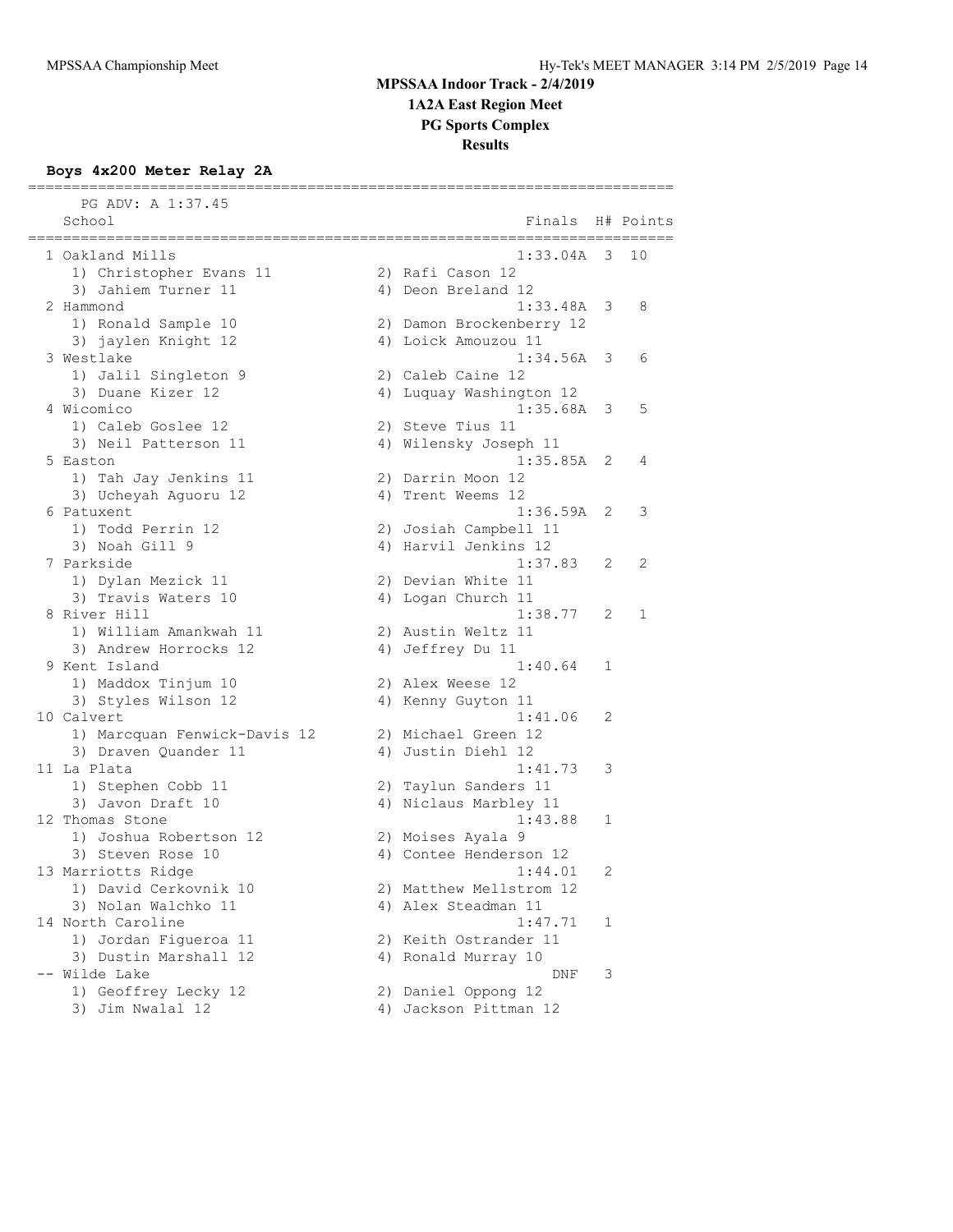# MPSSAA Indoor Track - 2/4/2019

## 1A2A East Region Meet

## PG Sports Complex

## Results

### Boys 4x200 Meter Relay 2A

PG ADV: A 1:37.45

| Place | School | Finals | H# | Points |
|---|---|---|---|---|
| 1 | Oakland Mills | 1:33.04A | 3 | 10 |
| | 1) Christopher Evans 11, 2) Rafi Cason 12, 3) Jahiem Turner 11, 4) Deon Breland 12 | | | |
| 2 | Hammond | 1:33.48A | 3 | 8 |
| | 1) Ronald Sample 10, 2) Damon Brockenberry 12, 3) jaylen Knight 12, 4) Loick Amouzou 11 | | | |
| 3 | Westlake | 1:34.56A | 3 | 6 |
| | 1) Jalil Singleton 9, 2) Caleb Caine 12, 3) Duane Kizer 12, 4) Luquay Washington 12 | | | |
| 4 | Wicomico | 1:35.68A | 3 | 5 |
| | 1) Caleb Goslee 12, 2) Steve Tius 11, 3) Neil Patterson 11, 4) Wilensky Joseph 11 | | | |
| 5 | Easton | 1:35.85A | 2 | 4 |
| | 1) Tah Jay Jenkins 11, 2) Darrin Moon 12, 3) Ucheyah Aguoru 12, 4) Trent Weems 12 | | | |
| 6 | Patuxent | 1:36.59A | 2 | 3 |
| | 1) Todd Perrin 12, 2) Josiah Campbell 11, 3) Noah Gill 9, 4) Harvil Jenkins 12 | | | |
| 7 | Parkside | 1:37.83 | 2 | 2 |
| | 1) Dylan Mezick 11, 2) Devian White 11, 3) Travis Waters 10, 4) Logan Church 11 | | | |
| 8 | River Hill | 1:38.77 | 2 | 1 |
| | 1) William Amankwah 11, 2) Austin Weltz 11, 3) Andrew Horrocks 12, 4) Jeffrey Du 11 | | | |
| 9 | Kent Island | 1:40.64 | 1 | |
| | 1) Maddox Tinjum 10, 2) Alex Weese 12, 3) Styles Wilson 12, 4) Kenny Guyton 11 | | | |
| 10 | Calvert | 1:41.06 | 2 | |
| | 1) Marcquan Fenwick-Davis 12, 2) Michael Green 12, 3) Draven Quander 11, 4) Justin Diehl 12 | | | |
| 11 | La Plata | 1:41.73 | 3 | |
| | 1) Stephen Cobb 11, 2) Taylun Sanders 11, 3) Javon Draft 10, 4) Niclaus Marbley 11 | | | |
| 12 | Thomas Stone | 1:43.88 | 1 | |
| | 1) Joshua Robertson 12, 2) Moises Ayala 9, 3) Steven Rose 10, 4) Contee Henderson 12 | | | |
| 13 | Marriotts Ridge | 1:44.01 | 2 | |
| | 1) David Cerkovnik 10, 2) Matthew Mellstrom 12, 3) Nolan Walchko 11, 4) Alex Steadman 11 | | | |
| 14 | North Caroline | 1:47.71 | 1 | |
| | 1) Jordan Figueroa 11, 2) Keith Ostrander 11, 3) Dustin Marshall 12, 4) Ronald Murray 10 | | | |
| -- | Wilde Lake | DNF | 3 | |
| | 1) Geoffrey Lecky 12, 2) Daniel Oppong 12, 3) Jim Nwalal 12, 4) Jackson Pittman 12 | | | |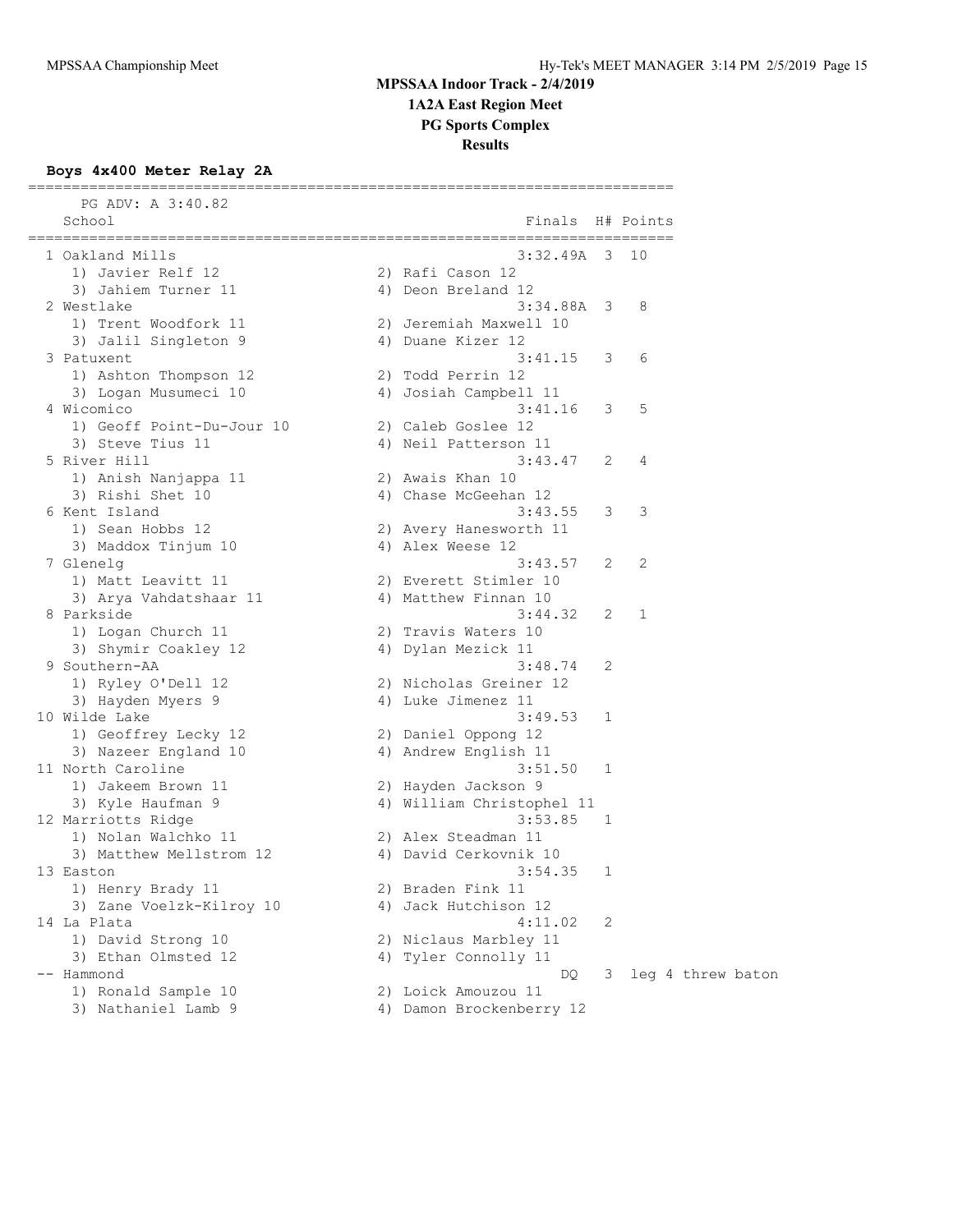# MPSSAA Indoor Track - 2/4/2019

## 1A2A East Region Meet

## PG Sports Complex

## Results

### Boys 4x400 Meter Relay 2A

PG ADV: A 3:40.82

| Place | School | Finals | H# | Points |
|---|---|---|---|---|
| 1 | Oakland Mills | 3:32.49A | 3 | 10 |
| | 1) Javier Relf 12, 2) Rafi Cason 12, 3) Jahiem Turner 11, 4) Deon Breland 12 | | | |
| 2 | Westlake | 3:34.88A | 3 | 8 |
| | 1) Trent Woodfork 11, 2) Jeremiah Maxwell 10, 3) Jalil Singleton 9, 4) Duane Kizer 12 | | | |
| 3 | Patuxent | 3:41.15 | 3 | 6 |
| | 1) Ashton Thompson 12, 2) Todd Perrin 12, 3) Logan Musumeci 10, 4) Josiah Campbell 11 | | | |
| 4 | Wicomico | 3:41.16 | 3 | 5 |
| | 1) Geoff Point-Du-Jour 10, 2) Caleb Goslee 12, 3) Steve Tius 11, 4) Neil Patterson 11 | | | |
| 5 | River Hill | 3:43.47 | 2 | 4 |
| | 1) Anish Nanjappa 11, 2) Awais Khan 10, 3) Rishi Shet 10, 4) Chase McGeehan 12 | | | |
| 6 | Kent Island | 3:43.55 | 3 | 3 |
| | 1) Sean Hobbs 12, 2) Avery Hanesworth 11, 3) Maddox Tinjum 10, 4) Alex Weese 12 | | | |
| 7 | Glenelg | 3:43.57 | 2 | 2 |
| | 1) Matt Leavitt 11, 2) Everett Stimler 10, 3) Arya Vahdatshaar 11, 4) Matthew Finnan 10 | | | |
| 8 | Parkside | 3:44.32 | 2 | 1 |
| | 1) Logan Church 11, 2) Travis Waters 10, 3) Shymir Coakley 12, 4) Dylan Mezick 11 | | | |
| 9 | Southern-AA | 3:48.74 | 2 | |
| | 1) Ryley O'Dell 12, 2) Nicholas Greiner 12, 3) Hayden Myers 9, 4) Luke Jimenez 11 | | | |
| 10 | Wilde Lake | 3:49.53 | 1 | |
| | 1) Geoffrey Lecky 12, 2) Daniel Oppong 12, 3) Nazeer England 10, 4) Andrew English 11 | | | |
| 11 | North Caroline | 3:51.50 | 1 | |
| | 1) Jakeem Brown 11, 2) Hayden Jackson 9, 3) Kyle Haufman 9, 4) William Christophel 11 | | | |
| 12 | Marriotts Ridge | 3:53.85 | 1 | |
| | 1) Nolan Walchko 11, 2) Alex Steadman 11, 3) Matthew Mellstrom 12, 4) David Cerkovnik 10 | | | |
| 13 | Easton | 3:54.35 | 1 | |
| | 1) Henry Brady 11, 2) Braden Fink 11, 3) Zane Voelzk-Kilroy 10, 4) Jack Hutchison 12 | | | |
| 14 | La Plata | 4:11.02 | 2 | |
| | 1) David Strong 10, 2) Niclaus Marbley 11, 3) Ethan Olmsted 12, 4) Tyler Connolly 11 | | | |
| -- | Hammond | DQ | 3 | leg 4 threw baton |
| | 1) Ronald Sample 10, 2) Loick Amouzou 11, 3) Nathaniel Lamb 9, 4) Damon Brockenberry 12 | | | |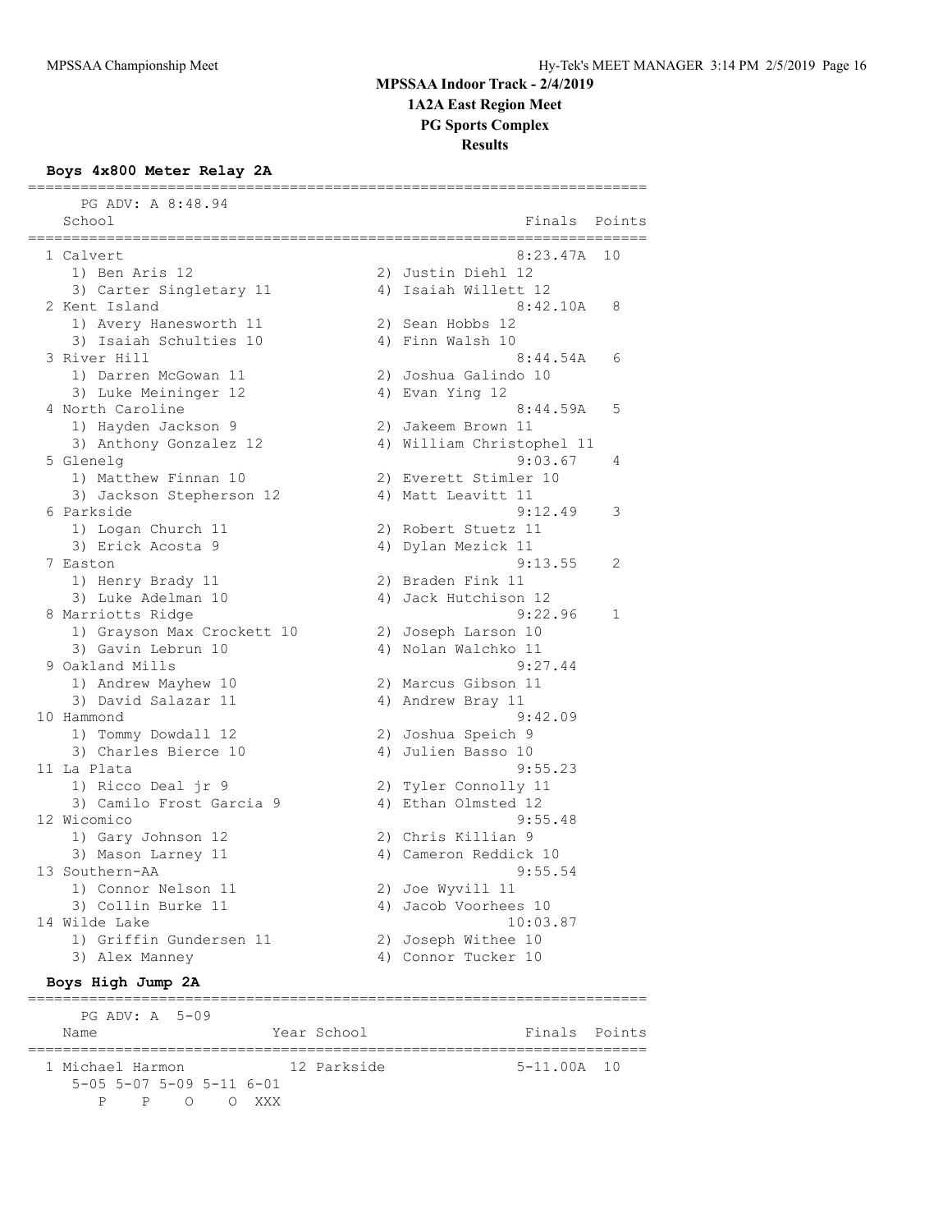# MPSSAA Indoor Track - 2/4/2019

## 1A2A East Region Meet

## PG Sports Complex

## Results

### Boys 4x800 Meter Relay 2A

PG ADV: A 8:48.94

| Place | School | Finals | Points |
|---|---|---|---|
| 1 | Calvert | 8:23.47A | 10 |
| | 1) Ben Aris 12; 2) Justin Diehl 12; 3) Carter Singletary 11; 4) Isaiah Willett 12 | | |
| 2 | Kent Island | 8:42.10A | 8 |
| | 1) Avery Hanesworth 11; 2) Sean Hobbs 12; 3) Isaiah Schulties 10; 4) Finn Walsh 10 | | |
| 3 | River Hill | 8:44.54A | 6 |
| | 1) Darren McGowan 11; 2) Joshua Galindo 10; 3) Luke Meininger 12; 4) Evan Ying 12 | | |
| 4 | North Caroline | 8:44.59A | 5 |
| | 1) Hayden Jackson 9; 2) Jakeem Brown 11; 3) Anthony Gonzalez 12; 4) William Christophel 11 | | |
| 5 | Glenelg | 9:03.67 | 4 |
| | 1) Matthew Finnan 10; 2) Everett Stimler 10; 3) Jackson Stepherson 12; 4) Matt Leavitt 11 | | |
| 6 | Parkside | 9:12.49 | 3 |
| | 1) Logan Church 11; 2) Robert Stuetz 11; 3) Erick Acosta 9; 4) Dylan Mezick 11 | | |
| 7 | Easton | 9:13.55 | 2 |
| | 1) Henry Brady 11; 2) Braden Fink 11; 3) Luke Adelman 10; 4) Jack Hutchison 12 | | |
| 8 | Marriotts Ridge | 9:22.96 | 1 |
| | 1) Grayson Max Crockett 10; 2) Joseph Larson 10; 3) Gavin Lebrun 10; 4) Nolan Walchko 11 | | |
| 9 | Oakland Mills | 9:27.44 | |
| | 1) Andrew Mayhew 10; 2) Marcus Gibson 11; 3) David Salazar 11; 4) Andrew Bray 11 | | |
| 10 | Hammond | 9:42.09 | |
| | 1) Tommy Dowdall 12; 2) Joshua Speich 9; 3) Charles Bierce 10; 4) Julien Basso 10 | | |
| 11 | La Plata | 9:55.23 | |
| | 1) Ricco Deal jr 9; 2) Tyler Connolly 11; 3) Camilo Frost Garcia 9; 4) Ethan Olmsted 12 | | |
| 12 | Wicomico | 9:55.48 | |
| | 1) Gary Johnson 12; 2) Chris Killian 9; 3) Mason Larney 11; 4) Cameron Reddick 10 | | |
| 13 | Southern-AA | 9:55.54 | |
| | 1) Connor Nelson 11; 2) Joe Wyvill 11; 3) Collin Burke 11; 4) Jacob Voorhees 10 | | |
| 14 | Wilde Lake | 10:03.87 | |
| | 1) Griffin Gundersen 11; 2) Joseph Withee 10; 3) Alex Manney; 4) Connor Tucker 10 | | |

### Boys High Jump 2A

PG ADV: A 5-09

| Place | Name | Year | School | Finals | Points |
|---|---|---|---|---|---|
| 1 | Michael Harmon | 12 | Parkside | 5-11.00A | 10 |

```
5-05 5-07 5-09 5-11 6-01
   P    P    O    O  XXX
```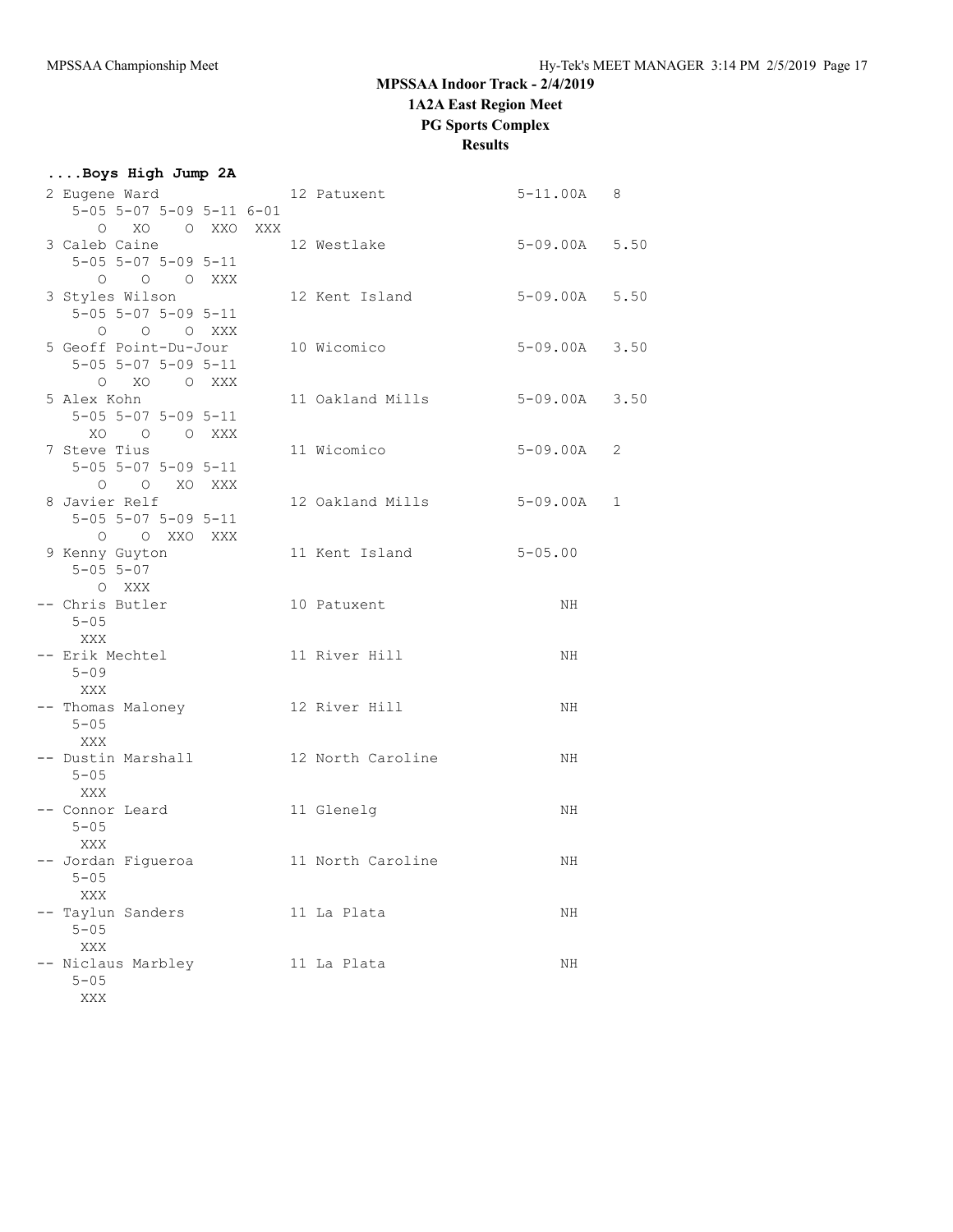# MPSSAA Indoor Track - 2/4/2019

## 1A2A East Region Meet

## PG Sports Complex

## Results

### ....Boys High Jump 2A

```
  2 Eugene Ward                  12 Patuxent                5-11.00A   8   
      5-05 5-07 5-09 5-11 6-01 
         O   XO    O  XXO  XXX 
  3 Caleb Caine                  12 Westlake                5-09.00A   5.50
      5-05 5-07 5-09 5-11 
         O    O    O  XXX 
  3 Styles Wilson                12 Kent Island             5-09.00A   5.50
      5-05 5-07 5-09 5-11 
         O    O    O  XXX 
  5 Geoff Point-Du-Jour          10 Wicomico                5-09.00A   3.50
      5-05 5-07 5-09 5-11 
         O   XO    O  XXX 
  5 Alex Kohn                    11 Oakland Mills           5-09.00A   3.50
      5-05 5-07 5-09 5-11 
        XO    O    O  XXX 
  7 Steve Tius                   11 Wicomico                5-09.00A   2   
      5-05 5-07 5-09 5-11 
         O    O   XO  XXX 
  8 Javier Relf                  12 Oakland Mills           5-09.00A   1   
      5-05 5-07 5-09 5-11 
         O    O  XXO  XXX 
  9 Kenny Guyton                 11 Kent Island             5-05.00        
      5-05 5-07 
         O  XXX 
 -- Chris Butler                 10 Patuxent                     NH        
      5-05 
       XXX 
 -- Erik Mechtel                 11 River Hill                   NH        
      5-09 
       XXX 
 -- Thomas Maloney               12 River Hill                   NH        
      5-05 
       XXX 
 -- Dustin Marshall              12 North Caroline               NH        
      5-05 
       XXX 
 -- Connor Leard                 11 Glenelg                      NH        
      5-05 
       XXX 
 -- Jordan Figueroa              11 North Caroline               NH        
      5-05 
       XXX 
 -- Taylun Sanders               11 La Plata                     NH        
      5-05 
       XXX 
 -- Niclaus Marbley              11 La Plata                     NH        
      5-05 
       XXX 
```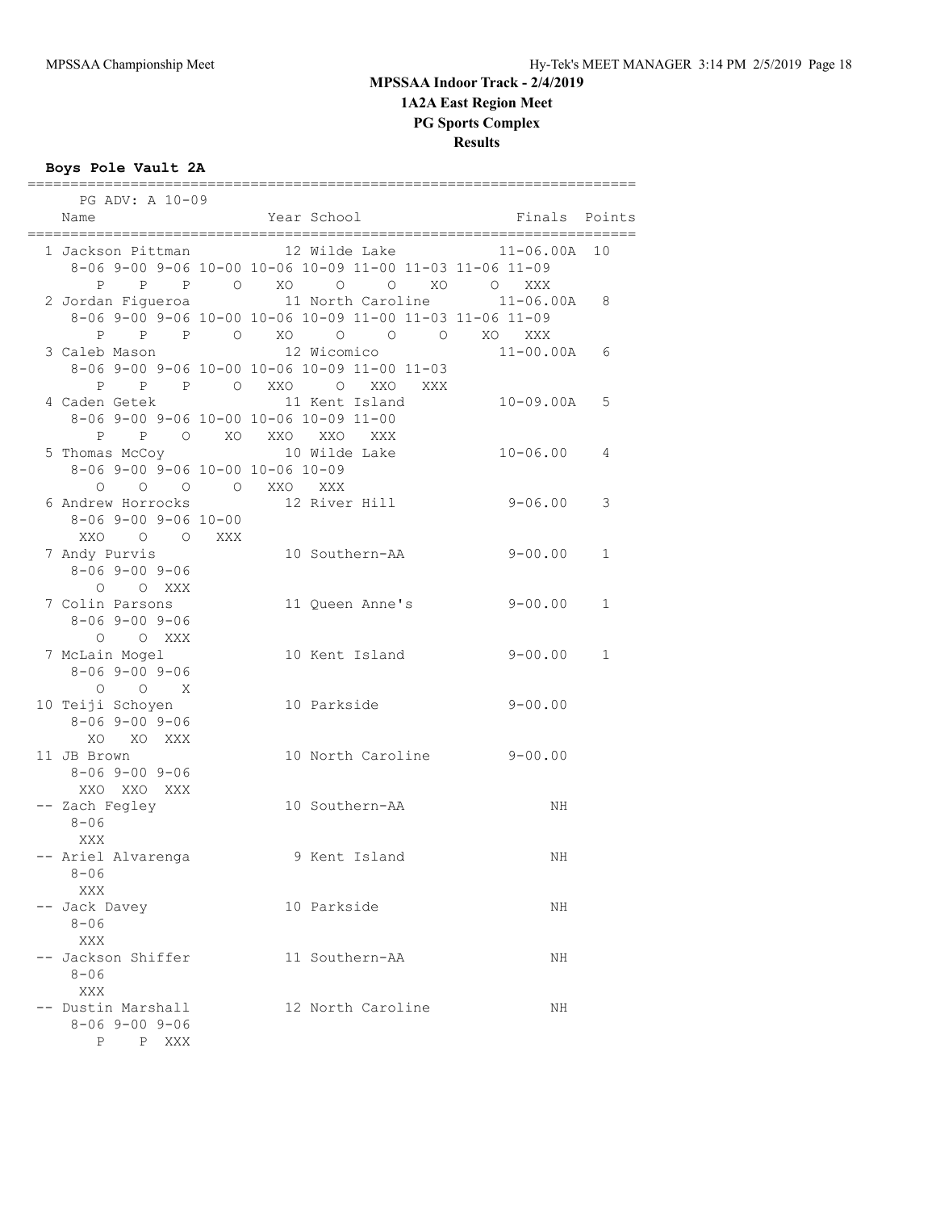# MPSSAA Indoor Track - 2/4/2019
## 1A2A East Region Meet
## PG Sports Complex
## Results

**Boys Pole Vault 2A**

```
=======================================================================
    PG ADV: A 10-09
   Name                    Year School                 Finals  Points
=======================================================================
  1 Jackson Pittman         12 Wilde Lake            11-06.00A  10
     8-06 9-00 9-06 10-00 10-06 10-09 11-00 11-03 11-06 11-09
        P    P    P     O    XO     O     O    XO     O   XXX
  2 Jordan Figueroa         11 North Caroline        11-06.00A   8
     8-06 9-00 9-06 10-00 10-06 10-09 11-00 11-03 11-06 11-09
        P    P    P     O    XO     O     O     O    XO   XXX
  3 Caleb Mason             12 Wicomico              11-00.00A   6
     8-06 9-00 9-06 10-00 10-06 10-09 11-00 11-03
        P    P    P     O   XXO     O   XXO   XXX
  4 Caden Getek             11 Kent Island           10-09.00A   5
     8-06 9-00 9-06 10-00 10-06 10-09 11-00
        P    P    O    XO   XXO   XXO   XXX
  5 Thomas McCoy            10 Wilde Lake            10-06.00    4
     8-06 9-00 9-06 10-00 10-06 10-09
        O    O    O     O   XXO   XXX
  6 Andrew Horrocks         12 River Hill             9-06.00    3
     8-06 9-00 9-06 10-00
      XXO    O    O   XXX
  7 Andy Purvis             10 Southern-AA            9-00.00    1
     8-06 9-00 9-06
        O    O  XXX
  7 Colin Parsons           11 Queen Anne's           9-00.00    1
     8-06 9-00 9-06
        O    O  XXX
  7 McLain Mogel            10 Kent Island            9-00.00    1
     8-06 9-00 9-06
        O    O    X
 10 Teiji Schoyen           10 Parkside               9-00.00
     8-06 9-00 9-06
       XO   XO  XXX
 11 JB Brown                10 North Caroline         9-00.00
     8-06 9-00 9-06
      XXO  XXO  XXX
 -- Zach Fegley             10 Southern-AA                 NH
     8-06
      XXX
 -- Ariel Alvarenga          9 Kent Island                 NH
     8-06
      XXX
 -- Jack Davey              10 Parkside                    NH
     8-06
      XXX
 -- Jackson Shiffer         11 Southern-AA                 NH
     8-06
      XXX
 -- Dustin Marshall         12 North Caroline              NH
     8-06 9-00 9-06
        P    P  XXX
```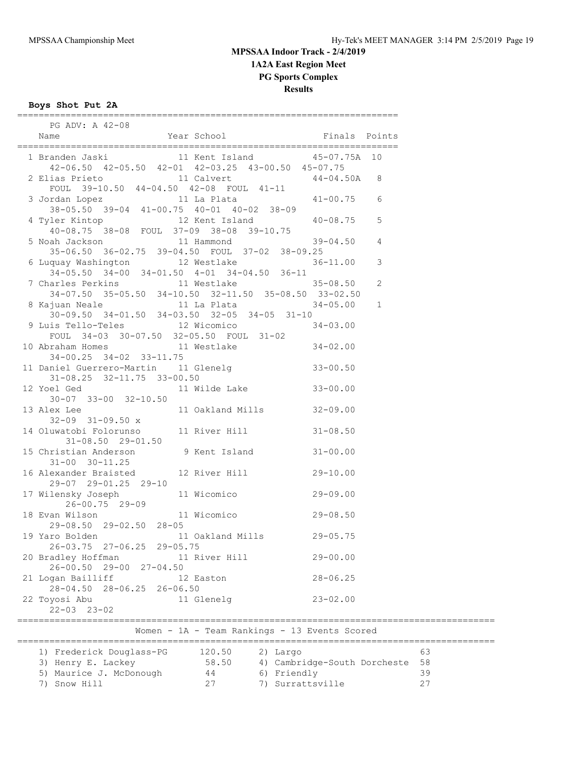# MPSSAA Indoor Track - 2/4/2019

## 1A2A East Region Meet

## PG Sports Complex

## Results

### Boys Shot Put 2A

PG ADV: A 42-08

| Place | Name | Year | School | Finals | Points |
|---|---|---|---|---|---|
| 1 | Branden Jaski | 11 | Kent Island | 45-07.75A | 10 |
| | 42-06.50 42-05.50 42-01 42-03.25 43-00.50 45-07.75 | | | | |
| 2 | Elias Prieto | 11 | Calvert | 44-04.50A | 8 |
| | FOUL 39-10.50 44-04.50 42-08 FOUL 41-11 | | | | |
| 3 | Jordan Lopez | 11 | La Plata | 41-00.75 | 6 |
| | 38-05.50 39-04 41-00.75 40-01 40-02 38-09 | | | | |
| 4 | Tyler Kintop | 12 | Kent Island | 40-08.75 | 5 |
| | 40-08.75 38-08 FOUL 37-09 38-08 39-10.75 | | | | |
| 5 | Noah Jackson | 11 | Hammond | 39-04.50 | 4 |
| | 35-06.50 36-02.75 39-04.50 FOUL 37-02 38-09.25 | | | | |
| 6 | Luquay Washington | 12 | Westlake | 36-11.00 | 3 |
| | 34-05.50 34-00 34-01.50 4-01 34-04.50 36-11 | | | | |
| 7 | Charles Perkins | 11 | Westlake | 35-08.50 | 2 |
| | 34-07.50 35-05.50 34-10.50 32-11.50 35-08.50 33-02.50 | | | | |
| 8 | Kajuan Neale | 11 | La Plata | 34-05.00 | 1 |
| | 30-09.50 34-01.50 34-03.50 32-05 34-05 31-10 | | | | |
| 9 | Luis Tello-Teles | 12 | Wicomico | 34-03.00 | |
| | FOUL 34-03 30-07.50 32-05.50 FOUL 31-02 | | | | |
| 10 | Abraham Homes | 11 | Westlake | 34-02.00 | |
| | 34-00.25 34-02 33-11.75 | | | | |
| 11 | Daniel Guerrero-Martin | 11 | Glenelg | 33-00.50 | |
| | 31-08.25 32-11.75 33-00.50 | | | | |
| 12 | Yoel Ged | 11 | Wilde Lake | 33-00.00 | |
| | 30-07 33-00 32-10.50 | | | | |
| 13 | Alex Lee | 11 | Oakland Mills | 32-09.00 | |
| | 32-09 31-09.50 x | | | | |
| 14 | Oluwatobi Folorunso | 11 | River Hill | 31-08.50 | |
| | 31-08.50 29-01.50 | | | | |
| 15 | Christian Anderson | 9 | Kent Island | 31-00.00 | |
| | 31-00 30-11.25 | | | | |
| 16 | Alexander Braisted | 12 | River Hill | 29-10.00 | |
| | 29-07 29-01.25 29-10 | | | | |
| 17 | Wilensky Joseph | 11 | Wicomico | 29-09.00 | |
| | 26-00.75 29-09 | | | | |
| 18 | Evan Wilson | 11 | Wicomico | 29-08.50 | |
| | 29-08.50 29-02.50 28-05 | | | | |
| 19 | Yaro Bolden | 11 | Oakland Mills | 29-05.75 | |
| | 26-03.75 27-06.25 29-05.75 | | | | |
| 20 | Bradley Hoffman | 11 | River Hill | 29-00.00 | |
| | 26-00.50 29-00 27-04.50 | | | | |
| 21 | Logan Bailliff | 12 | Easton | 28-06.25 | |
| | 28-04.50 28-06.25 26-06.50 | | | | |
| 22 | Toyosi Abu | 11 | Glenelg | 23-02.00 | |
| | 22-03 23-02 | | | | |

### Women - 1A - Team Rankings - 13 Events Scored

| Rank | Team | Points | Rank | Team | Points |
|---|---|---|---|---|---|
| 1) | Frederick Douglass-PG | 120.50 | 2) | Largo | 63 |
| 3) | Henry E. Lackey | 58.50 | 4) | Cambridge-South Dorcheste | 58 |
| 5) | Maurice J. McDonough | 44 | 6) | Friendly | 39 |
| 7) | Snow Hill | 27 | 7) | Surrattsville | 27 |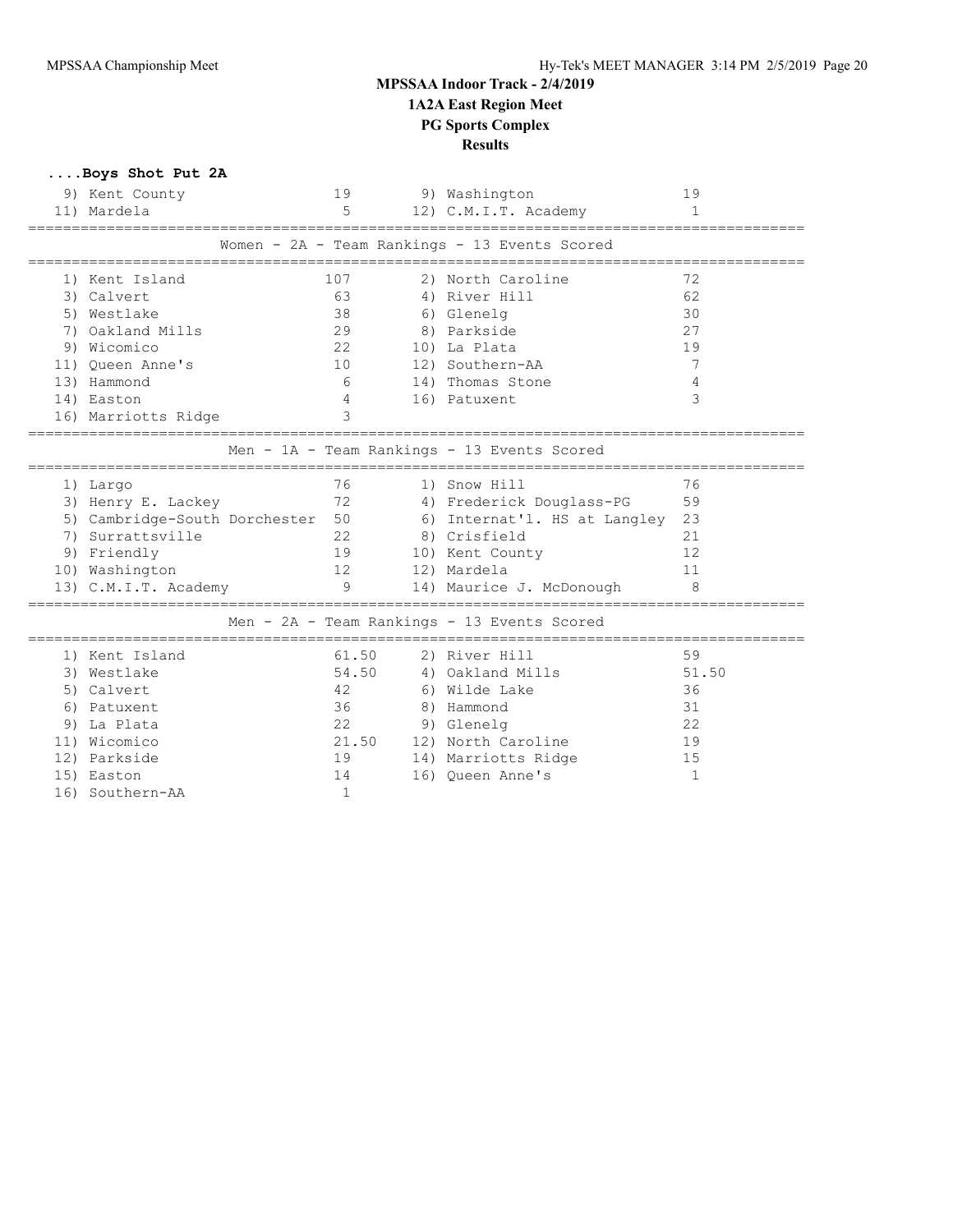# MPSSAA Indoor Track - 2/4/2019

## 1A2A East Region Meet

## PG Sports Complex

## Results

### ....Boys Shot Put 2A

| | | | |
|---|---|---|---|
| 9) Kent County | 19 | 9) Washington | 19 |
| 11) Mardela | 5 | 12) C.M.I.T. Academy | 1 |

### Women - 2A - Team Rankings - 13 Events Scored

| | | | |
|---|---|---|---|
| 1) Kent Island | 107 | 2) North Caroline | 72 |
| 3) Calvert | 63 | 4) River Hill | 62 |
| 5) Westlake | 38 | 6) Glenelg | 30 |
| 7) Oakland Mills | 29 | 8) Parkside | 27 |
| 9) Wicomico | 22 | 10) La Plata | 19 |
| 11) Queen Anne's | 10 | 12) Southern-AA | 7 |
| 13) Hammond | 6 | 14) Thomas Stone | 4 |
| 14) Easton | 4 | 16) Patuxent | 3 |
| 16) Marriotts Ridge | 3 | | |

### Men - 1A - Team Rankings - 13 Events Scored

| | | | |
|---|---|---|---|
| 1) Largo | 76 | 1) Snow Hill | 76 |
| 3) Henry E. Lackey | 72 | 4) Frederick Douglass-PG | 59 |
| 5) Cambridge-South Dorchester | 50 | 6) Internat'l. HS at Langley | 23 |
| 7) Surrattsville | 22 | 8) Crisfield | 21 |
| 9) Friendly | 19 | 10) Kent County | 12 |
| 10) Washington | 12 | 12) Mardela | 11 |
| 13) C.M.I.T. Academy | 9 | 14) Maurice J. McDonough | 8 |

### Men - 2A - Team Rankings - 13 Events Scored

| | | | |
|---|---|---|---|
| 1) Kent Island | 61.50 | 2) River Hill | 59 |
| 3) Westlake | 54.50 | 4) Oakland Mills | 51.50 |
| 5) Calvert | 42 | 6) Wilde Lake | 36 |
| 6) Patuxent | 36 | 8) Hammond | 31 |
| 9) La Plata | 22 | 9) Glenelg | 22 |
| 11) Wicomico | 21.50 | 12) North Caroline | 19 |
| 12) Parkside | 19 | 14) Marriotts Ridge | 15 |
| 15) Easton | 14 | 16) Queen Anne's | 1 |
| 16) Southern-AA | 1 | | |